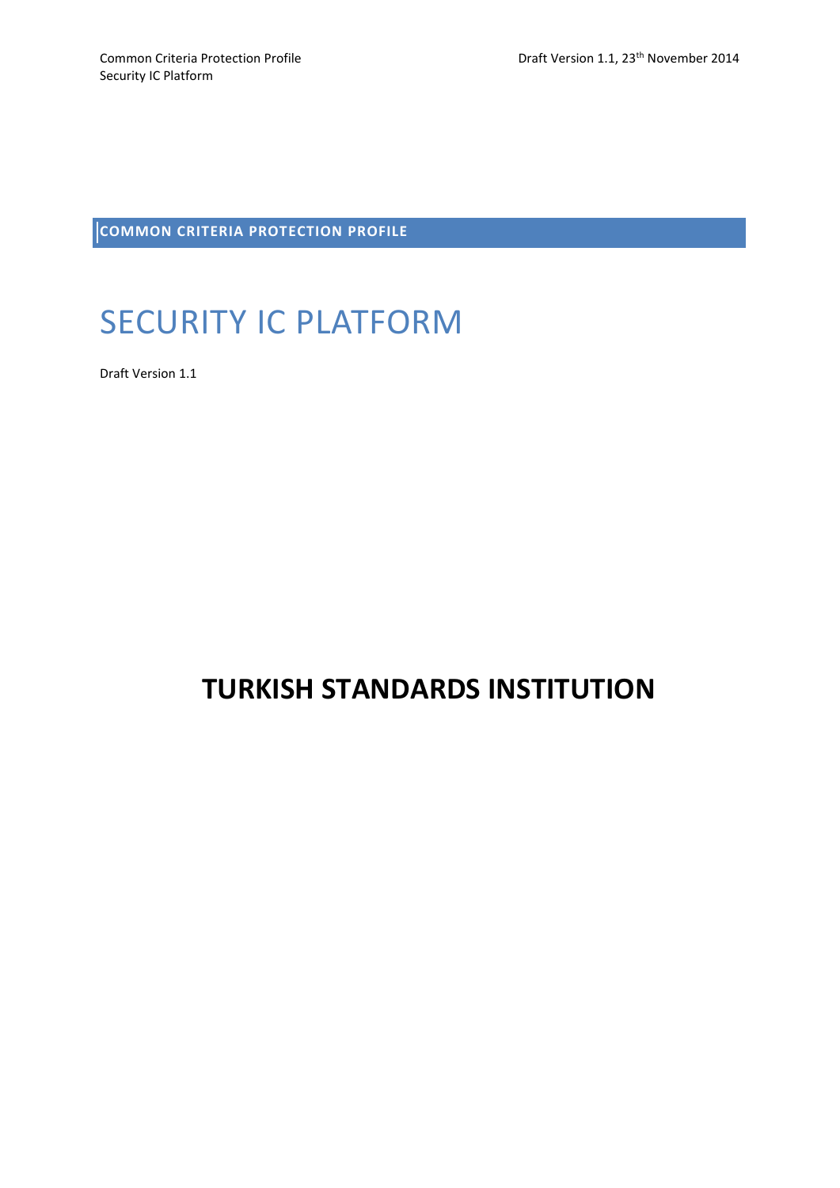**COMMON CRITERIA PROTECTION PROFILE**

# SECURITY IC PLATFORM

Draft Version 1.1

## TURKISH STANDARDS INSTITUTION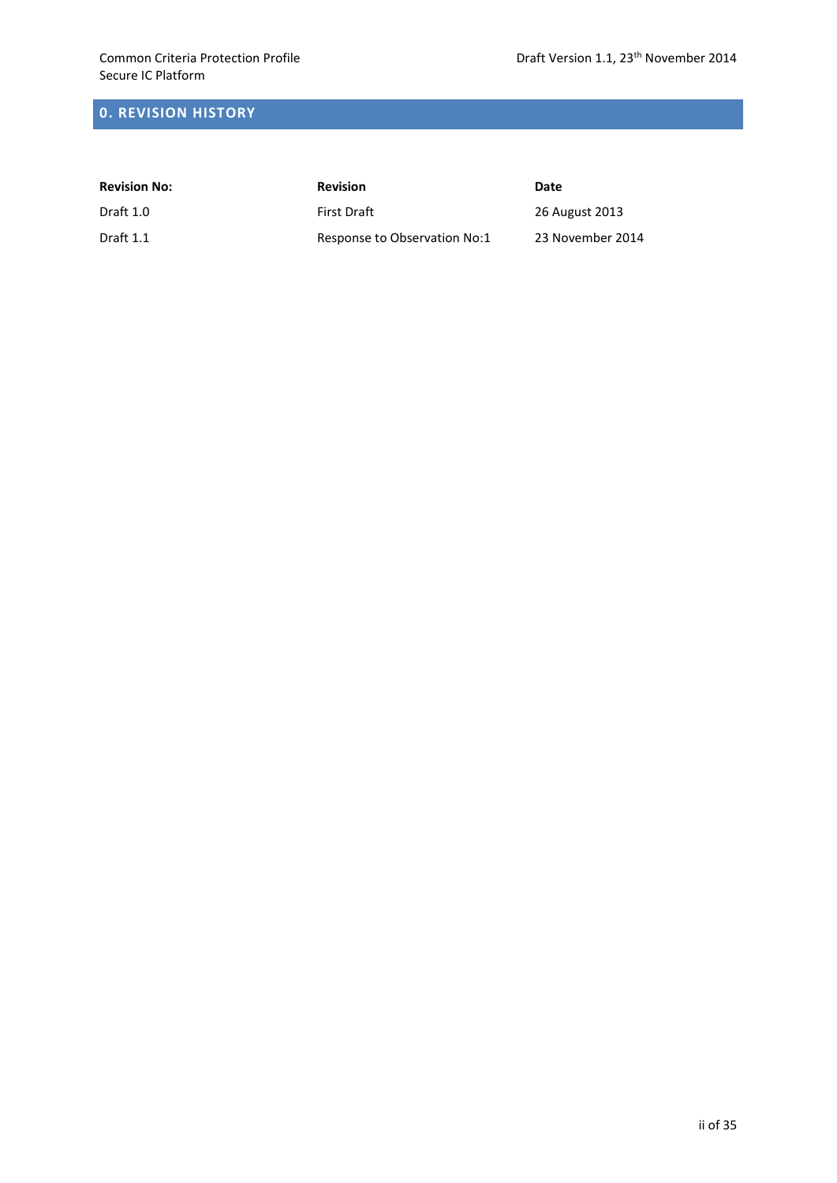## 0. REVISION HISTORY

| Revision No: | Revision | Date |
|---|---|---|
| Draft 1.0 | First Draft | 26 August 2013 |
| Draft 1.1 | Response to Observation No:1 | 23 November 2014 |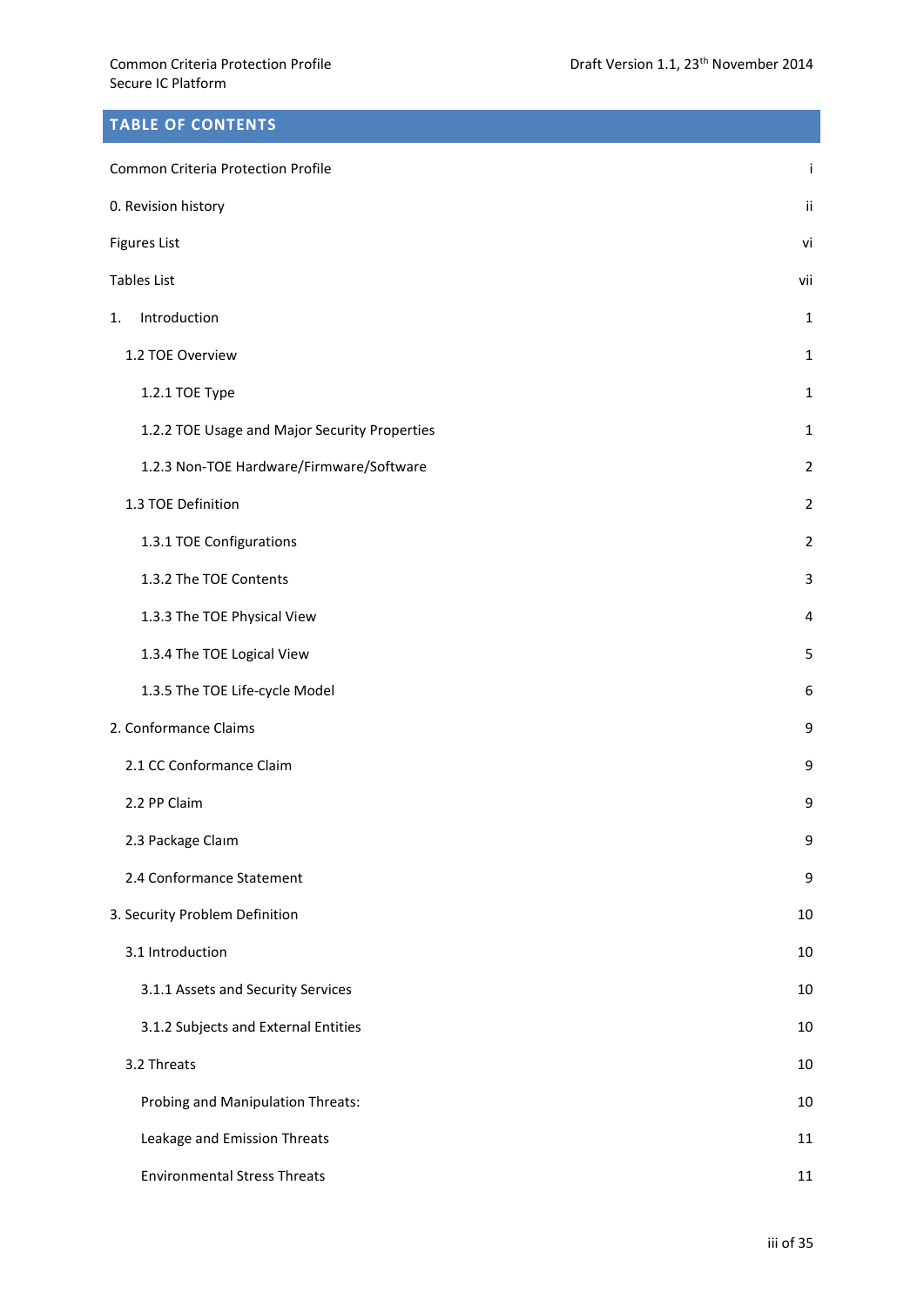## TABLE OF CONTENTS

| | |
|---|---|
| Common Criteria Protection Profile | i |
| 0. Revision history | ii |
| Figures List | vi |
| Tables List | vii |
| 1. Introduction | 1 |
| 1.2 TOE Overview | 1 |
| 1.2.1 TOE Type | 1 |
| 1.2.2 TOE Usage and Major Security Properties | 1 |
| 1.2.3 Non-TOE Hardware/Firmware/Software | 2 |
| 1.3 TOE Definition | 2 |
| 1.3.1 TOE Configurations | 2 |
| 1.3.2 The TOE Contents | 3 |
| 1.3.3 The TOE Physical View | 4 |
| 1.3.4 The TOE Logical View | 5 |
| 1.3.5 The TOE Life-cycle Model | 6 |
| 2. Conformance Claims | 9 |
| 2.1 CC Conformance Claim | 9 |
| 2.2 PP Claim | 9 |
| 2.3 Package Claım | 9 |
| 2.4 Conformance Statement | 9 |
| 3. Security Problem Definition | 10 |
| 3.1 Introduction | 10 |
| 3.1.1 Assets and Security Services | 10 |
| 3.1.2 Subjects and External Entities | 10 |
| 3.2 Threats | 10 |
| Probing and Manipulation Threats: | 10 |
| Leakage and Emission Threats | 11 |
| Environmental Stress Threats | 11 |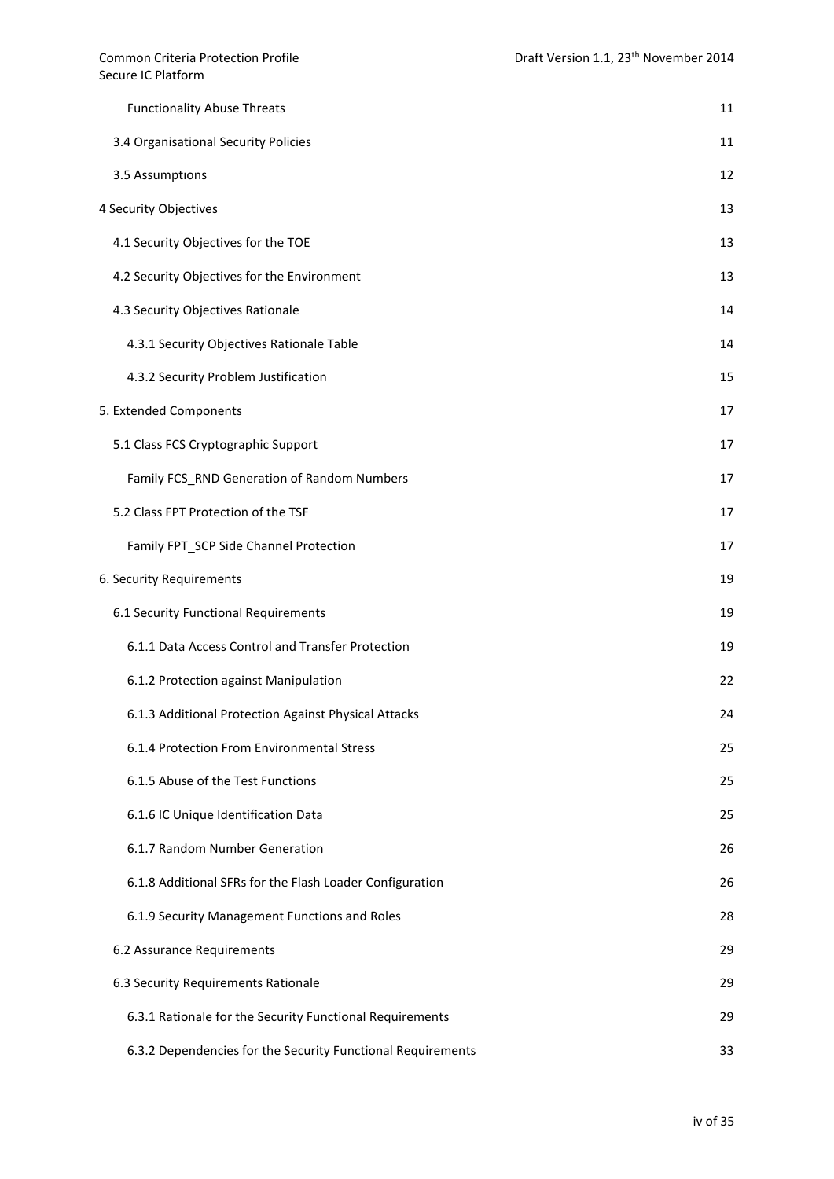- Functionality Abuse Threats 11
- 3.4 Organisational Security Policies 11
- 3.5 Assumptions 12

4 Security Objectives 13

- 4.1 Security Objectives for the TOE 13
- 4.2 Security Objectives for the Environment 13
- 4.3 Security Objectives Rationale 14
  - 4.3.1 Security Objectives Rationale Table 14
  - 4.3.2 Security Problem Justification 15

5. Extended Components 17

- 5.1 Class FCS Cryptographic Support 17
  - Family FCS_RND Generation of Random Numbers 17
- 5.2 Class FPT Protection of the TSF 17
  - Family FPT_SCP Side Channel Protection 17

6. Security Requirements 19

- 6.1 Security Functional Requirements 19
  - 6.1.1 Data Access Control and Transfer Protection 19
  - 6.1.2 Protection against Manipulation 22
  - 6.1.3 Additional Protection Against Physical Attacks 24
  - 6.1.4 Protection From Environmental Stress 25
  - 6.1.5 Abuse of the Test Functions 25
  - 6.1.6 IC Unique Identification Data 25
  - 6.1.7 Random Number Generation 26
  - 6.1.8 Additional SFRs for the Flash Loader Configuration 26
  - 6.1.9 Security Management Functions and Roles 28
- 6.2 Assurance Requirements 29
- 6.3 Security Requirements Rationale 29
  - 6.3.1 Rationale for the Security Functional Requirements 29
  - 6.3.2 Dependencies for the Security Functional Requirements 33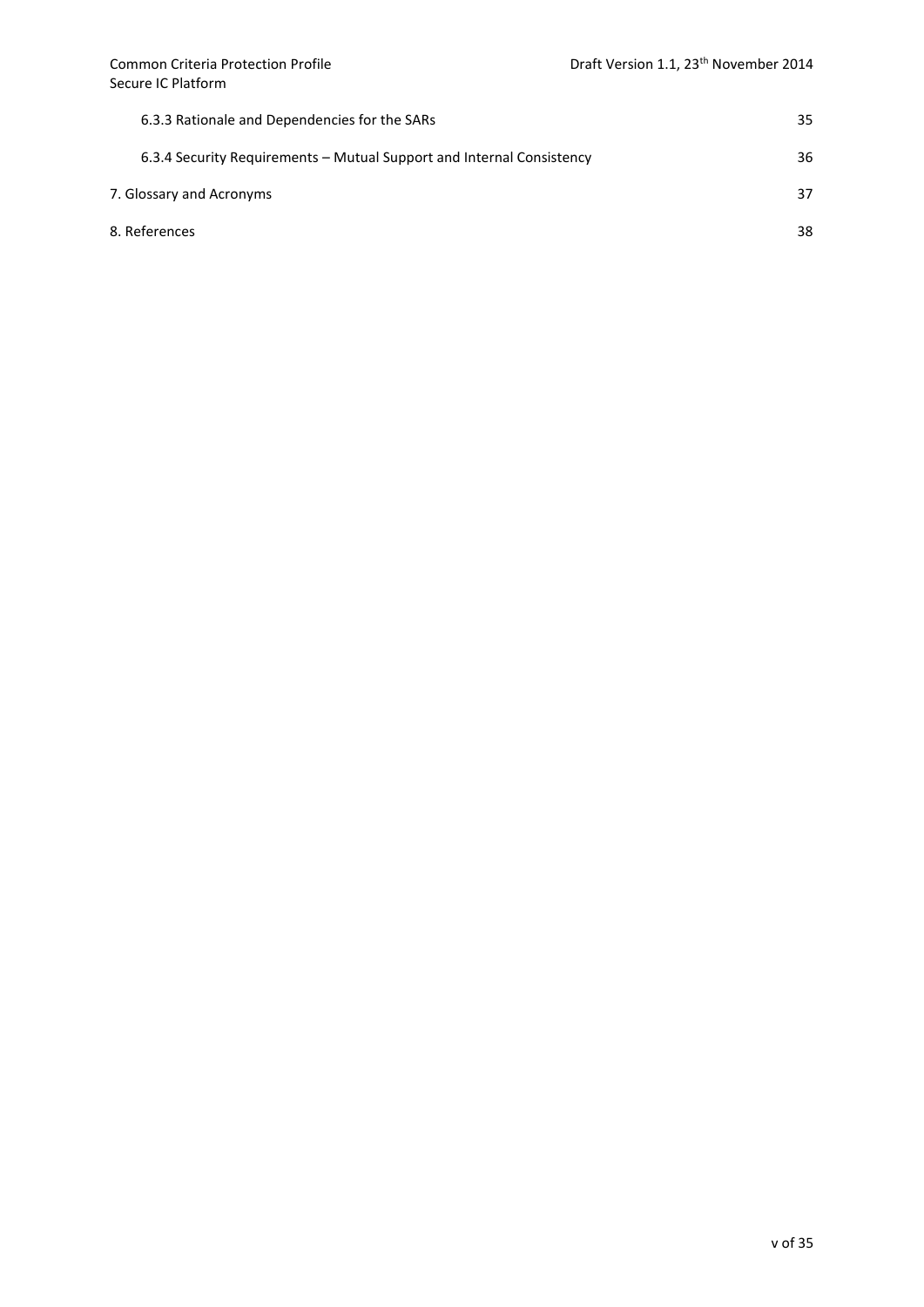6.3.3 Rationale and Dependencies for the SARs 35

6.3.4 Security Requirements – Mutual Support and Internal Consistency 36

7. Glossary and Acronyms 37

8. References 38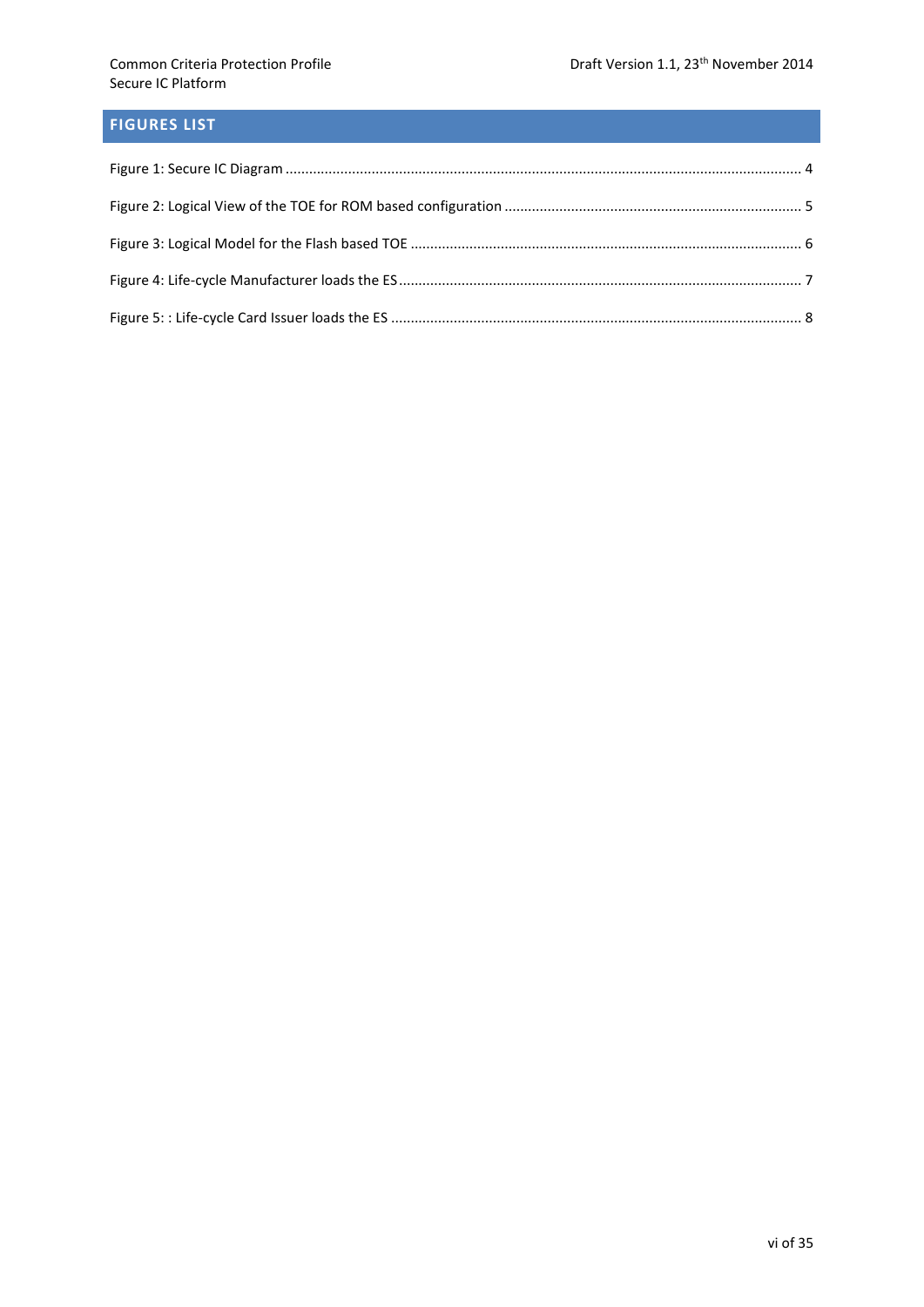## FIGURES LIST

Figure 1: Secure IC Diagram .................................................................................................................................... 4

Figure 2: Logical View of the TOE for ROM based configuration ........................................................................... 5

Figure 3: Logical Model for the Flash based TOE .................................................................................................... 6

Figure 4: Life-cycle Manufacturer loads the ES ....................................................................................................... 7

Figure 5: : Life-cycle Card Issuer loads the ES ......................................................................................................... 8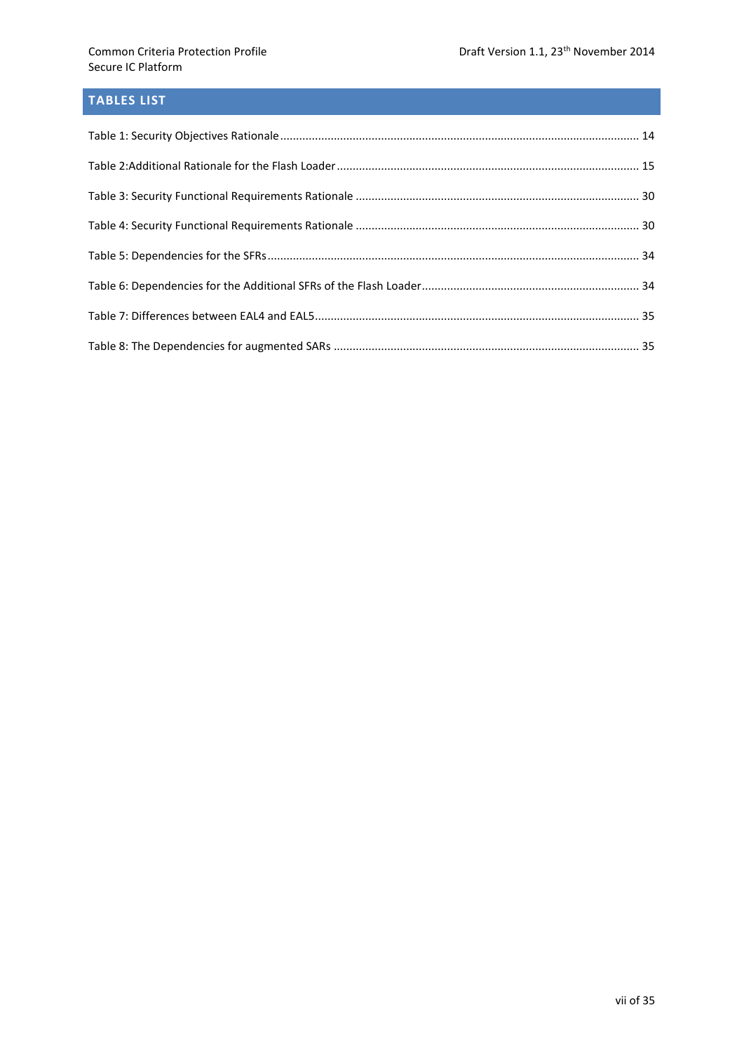## TABLES LIST

Table 1: Security Objectives Rationale ................................................................................................................ 14

Table 2:Additional Rationale for the Flash Loader ............................................................................................... 15

Table 3: Security Functional Requirements Rationale ......................................................................................... 30

Table 4: Security Functional Requirements Rationale ......................................................................................... 30

Table 5: Dependencies for the SFRs..................................................................................................................... 34

Table 6: Dependencies for the Additional SFRs of the Flash Loader .................................................................... 34

Table 7: Differences between EAL4 and EAL5...................................................................................................... 35

Table 8: The Dependencies for augmented SARs ................................................................................................ 35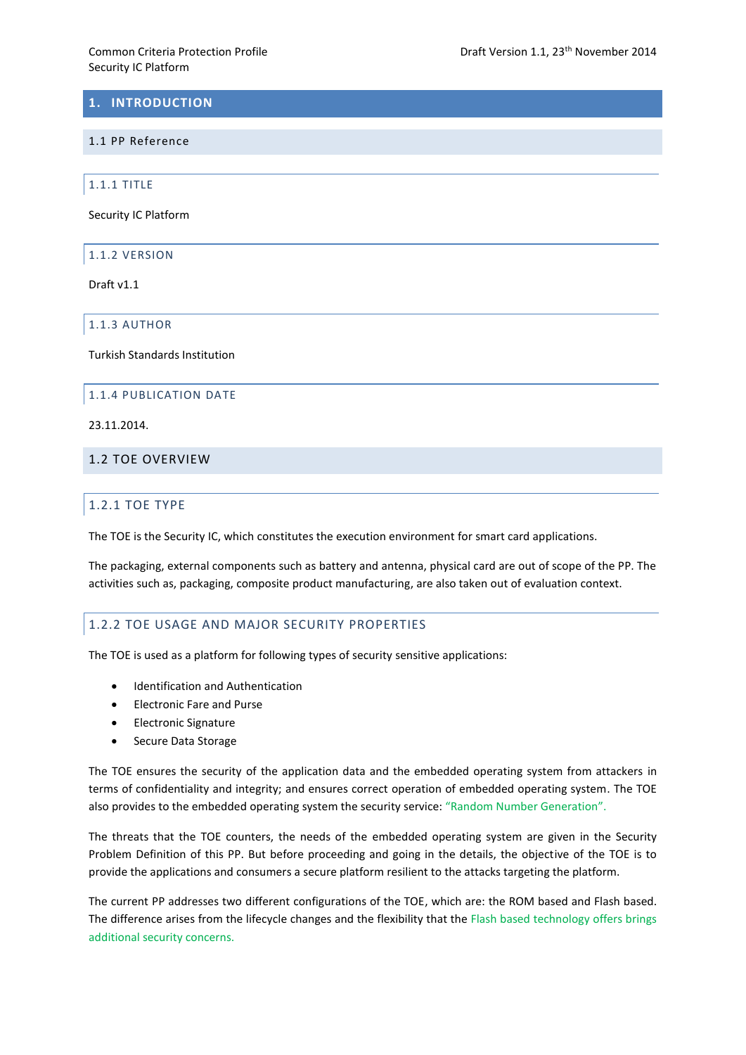# 1. INTRODUCTION

## 1.1 PP Reference

### 1.1.1 TITLE

Security IC Platform

### 1.1.2 VERSION

Draft v1.1

### 1.1.3 AUTHOR

Turkish Standards Institution

### 1.1.4 PUBLICATION DATE

23.11.2014.

## 1.2 TOE OVERVIEW

### 1.2.1 TOE TYPE

The TOE is the Security IC, which constitutes the execution environment for smart card applications.

The packaging, external components such as battery and antenna, physical card are out of scope of the PP. The activities such as, packaging, composite product manufacturing, are also taken out of evaluation context.

### 1.2.2 TOE USAGE AND MAJOR SECURITY PROPERTIES

The TOE is used as a platform for following types of security sensitive applications:

- Identification and Authentication
- Electronic Fare and Purse
- Electronic Signature
- Secure Data Storage

The TOE ensures the security of the application data and the embedded operating system from attackers in terms of confidentiality and integrity; and ensures correct operation of embedded operating system. The TOE also provides to the embedded operating system the security service: "Random Number Generation".

The threats that the TOE counters, the needs of the embedded operating system are given in the Security Problem Definition of this PP. But before proceeding and going in the details, the objective of the TOE is to provide the applications and consumers a secure platform resilient to the attacks targeting the platform.

The current PP addresses two different configurations of the TOE, which are: the ROM based and Flash based. The difference arises from the lifecycle changes and the flexibility that the Flash based technology offers brings additional security concerns.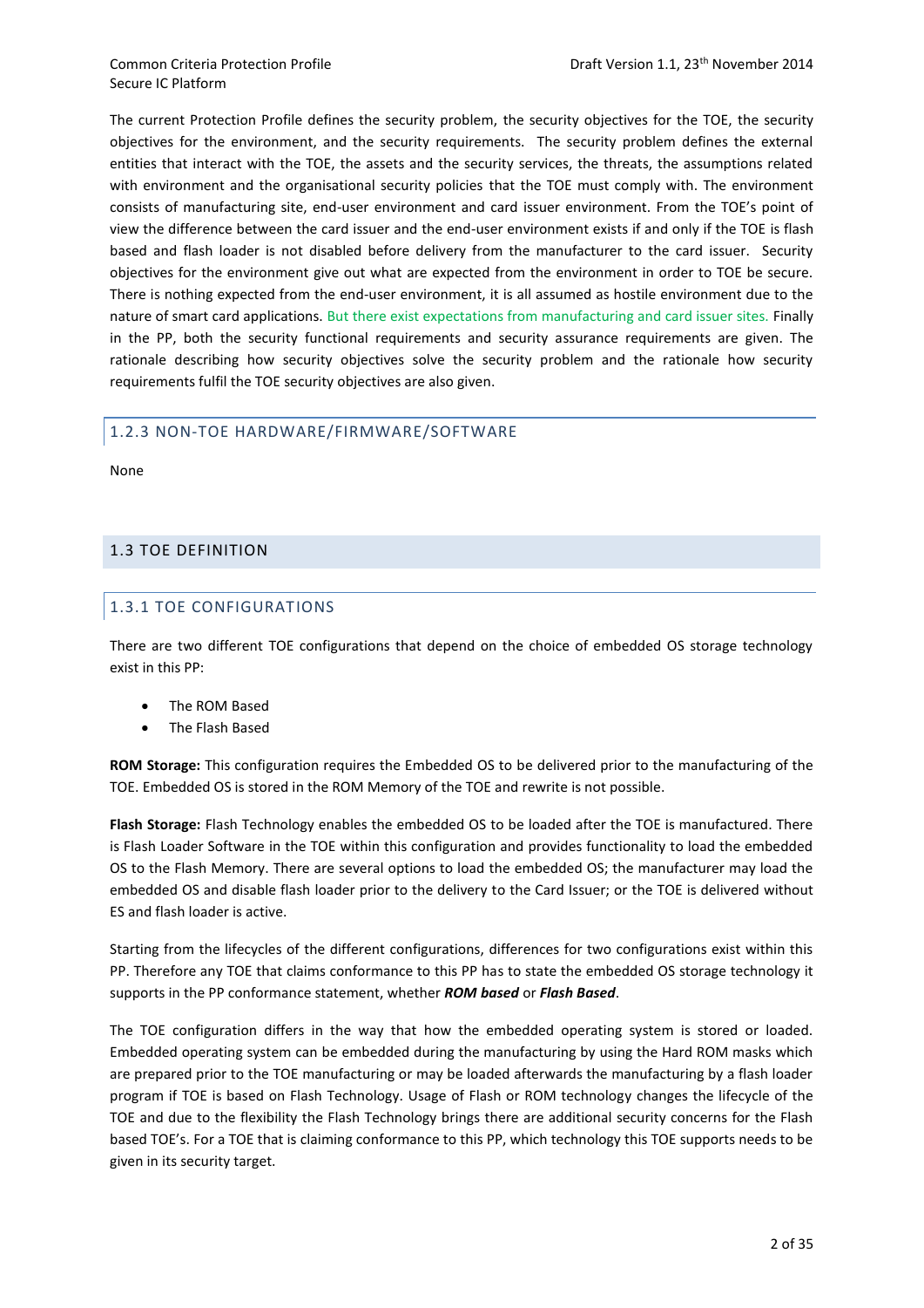The current Protection Profile defines the security problem, the security objectives for the TOE, the security objectives for the environment, and the security requirements. The security problem defines the external entities that interact with the TOE, the assets and the security services, the threats, the assumptions related with environment and the organisational security policies that the TOE must comply with. The environment consists of manufacturing site, end-user environment and card issuer environment. From the TOE's point of view the difference between the card issuer and the end-user environment exists if and only if the TOE is flash based and flash loader is not disabled before delivery from the manufacturer to the card issuer. Security objectives for the environment give out what are expected from the environment in order to TOE be secure. There is nothing expected from the end-user environment, it is all assumed as hostile environment due to the nature of smart card applications. But there exist expectations from manufacturing and card issuer sites. Finally in the PP, both the security functional requirements and security assurance requirements are given. The rationale describing how security objectives solve the security problem and the rationale how security requirements fulfil the TOE security objectives are also given.

### 1.2.3 NON-TOE HARDWARE/FIRMWARE/SOFTWARE

None

## 1.3 TOE DEFINITION

### 1.3.1 TOE CONFIGURATIONS

There are two different TOE configurations that depend on the choice of embedded OS storage technology exist in this PP:

- The ROM Based
- The Flash Based

**ROM Storage:** This configuration requires the Embedded OS to be delivered prior to the manufacturing of the TOE. Embedded OS is stored in the ROM Memory of the TOE and rewrite is not possible.

**Flash Storage:** Flash Technology enables the embedded OS to be loaded after the TOE is manufactured. There is Flash Loader Software in the TOE within this configuration and provides functionality to load the embedded OS to the Flash Memory. There are several options to load the embedded OS; the manufacturer may load the embedded OS and disable flash loader prior to the delivery to the Card Issuer; or the TOE is delivered without ES and flash loader is active.

Starting from the lifecycles of the different configurations, differences for two configurations exist within this PP. Therefore any TOE that claims conformance to this PP has to state the embedded OS storage technology it supports in the PP conformance statement, whether ***ROM based*** or ***Flash Based***.

The TOE configuration differs in the way that how the embedded operating system is stored or loaded. Embedded operating system can be embedded during the manufacturing by using the Hard ROM masks which are prepared prior to the TOE manufacturing or may be loaded afterwards the manufacturing by a flash loader program if TOE is based on Flash Technology. Usage of Flash or ROM technology changes the lifecycle of the TOE and due to the flexibility the Flash Technology brings there are additional security concerns for the Flash based TOE's. For a TOE that is claiming conformance to this PP, which technology this TOE supports needs to be given in its security target.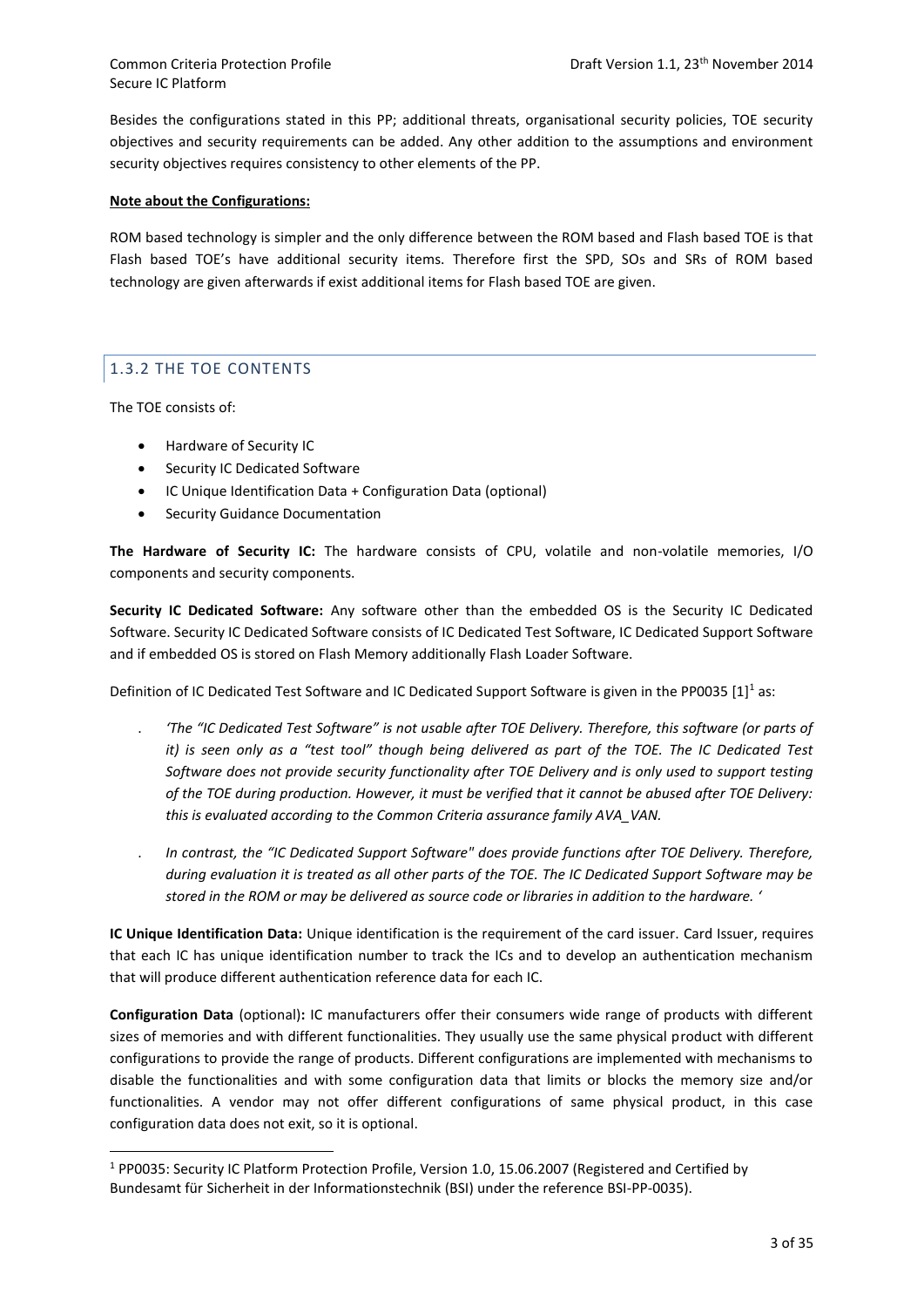Besides the configurations stated in this PP; additional threats, organisational security policies, TOE security objectives and security requirements can be added. Any other addition to the assumptions and environment security objectives requires consistency to other elements of the PP.

**Note about the Configurations:**

ROM based technology is simpler and the only difference between the ROM based and Flash based TOE is that Flash based TOE's have additional security items. Therefore first the SPD, SOs and SRs of ROM based technology are given afterwards if exist additional items for Flash based TOE are given.

### 1.3.2 THE TOE CONTENTS

The TOE consists of:

- Hardware of Security IC
- Security IC Dedicated Software
- IC Unique Identification Data + Configuration Data (optional)
- Security Guidance Documentation

**The Hardware of Security IC:** The hardware consists of CPU, volatile and non-volatile memories, I/O components and security components.

**Security IC Dedicated Software:** Any software other than the embedded OS is the Security IC Dedicated Software. Security IC Dedicated Software consists of IC Dedicated Test Software, IC Dedicated Support Software and if embedded OS is stored on Flash Memory additionally Flash Loader Software.

Definition of IC Dedicated Test Software and IC Dedicated Support Software is given in the PP0035 [1][1] as:

- *'The "IC Dedicated Test Software" is not usable after TOE Delivery. Therefore, this software (or parts of it) is seen only as a "test tool" though being delivered as part of the TOE. The IC Dedicated Test Software does not provide security functionality after TOE Delivery and is only used to support testing of the TOE during production. However, it must be verified that it cannot be abused after TOE Delivery: this is evaluated according to the Common Criteria assurance family AVA_VAN.*

- *In contrast, the "IC Dedicated Support Software" does provide functions after TOE Delivery. Therefore, during evaluation it is treated as all other parts of the TOE. The IC Dedicated Support Software may be stored in the ROM or may be delivered as source code or libraries in addition to the hardware. '*

**IC Unique Identification Data:** Unique identification is the requirement of the card issuer. Card Issuer, requires that each IC has unique identification number to track the ICs and to develop an authentication mechanism that will produce different authentication reference data for each IC.

**Configuration Data** (optional)**:** IC manufacturers offer their consumers wide range of products with different sizes of memories and with different functionalities. They usually use the same physical product with different configurations to provide the range of products. Different configurations are implemented with mechanisms to disable the functionalities and with some configuration data that limits or blocks the memory size and/or functionalities. A vendor may not offer different configurations of same physical product, in this case configuration data does not exit, so it is optional.

---

[1] PP0035: Security IC Platform Protection Profile, Version 1.0, 15.06.2007 (Registered and Certified by Bundesamt für Sicherheit in der Informationstechnik (BSI) under the reference BSI-PP-0035).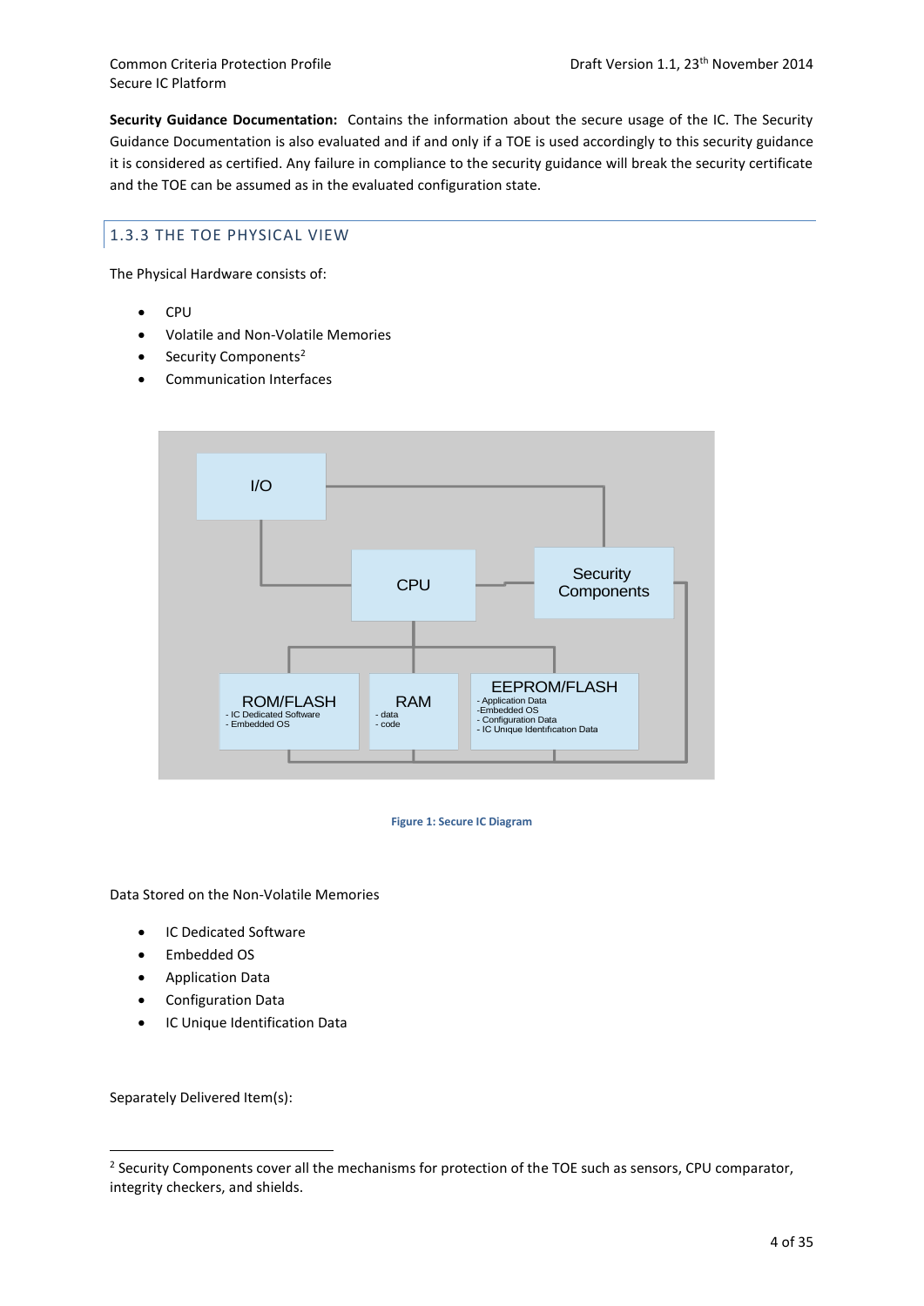**Security Guidance Documentation:** Contains the information about the secure usage of the IC. The Security Guidance Documentation is also evaluated and if and only if a TOE is used accordingly to this security guidance it is considered as certified. Any failure in compliance to the security guidance will break the security certificate and the TOE can be assumed as in the evaluated configuration state.

### 1.3.3 THE TOE PHYSICAL VIEW

The Physical Hardware consists of:

- CPU
- Volatile and Non-Volatile Memories
- Security Components[2]
- Communication Interfaces

I/O

CPU

Security Components

ROM/FLASH
- IC Dedicated Software
- Embedded OS

RAM
- data
- code

EEPROM/FLASH
- Application Data
- Embedded OS
- Configuration Data
- IC Unique Identification Data

**Figure 1: Secure IC Diagram**

Data Stored on the Non-Volatile Memories

- IC Dedicated Software
- Embedded OS
- Application Data
- Configuration Data
- IC Unique Identification Data

Separately Delivered Item(s):

[2] Security Components cover all the mechanisms for protection of the TOE such as sensors, CPU comparator, integrity checkers, and shields.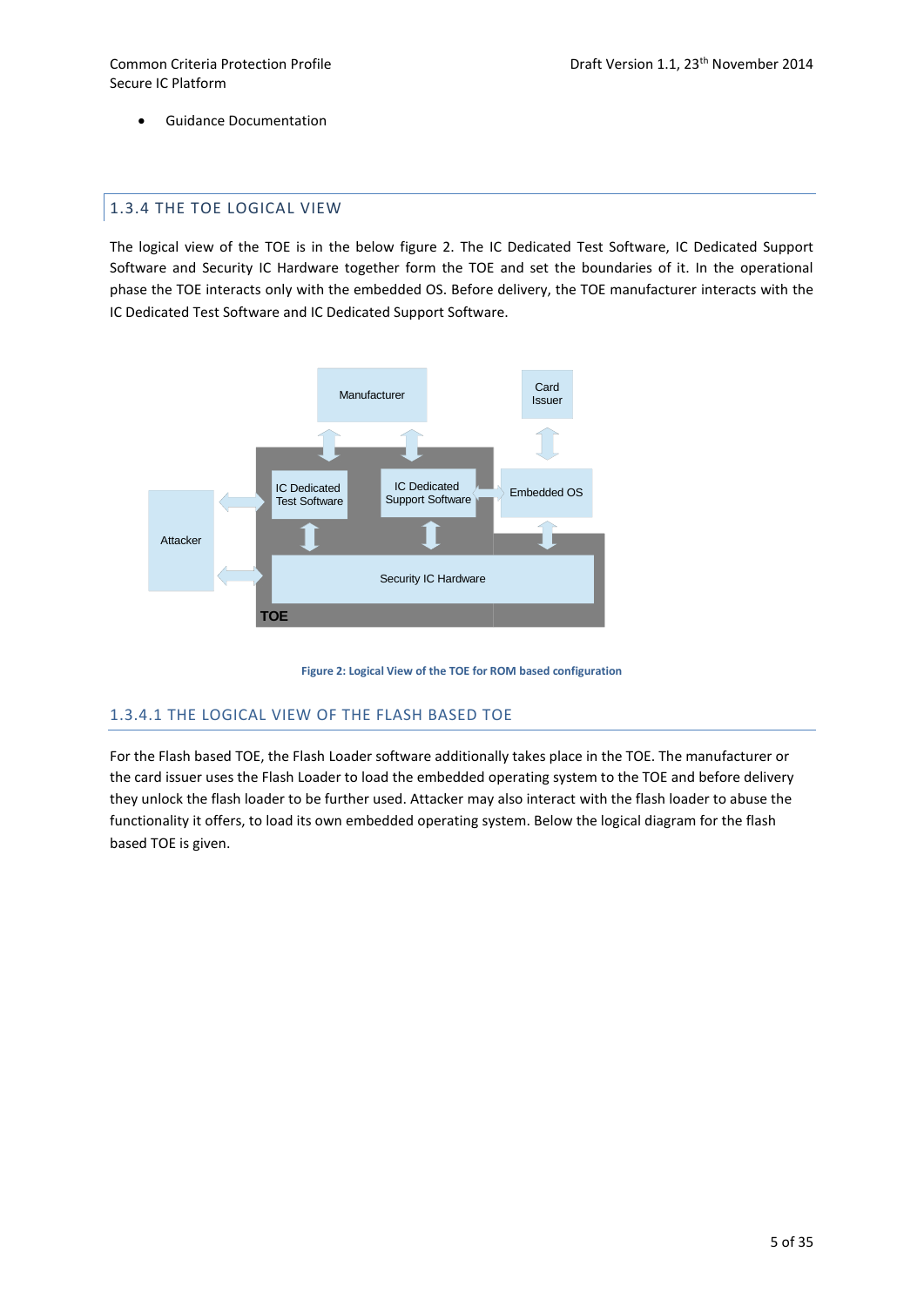- Guidance Documentation

## 1.3.4 THE TOE LOGICAL VIEW

The logical view of the TOE is in the below figure 2. The IC Dedicated Test Software, IC Dedicated Support Software and Security IC Hardware together form the TOE and set the boundaries of it. In the operational phase the TOE interacts only with the embedded OS. Before delivery, the TOE manufacturer interacts with the IC Dedicated Test Software and IC Dedicated Support Software.

**Figure 2: Logical View of the TOE for ROM based configuration**

### 1.3.4.1 THE LOGICAL VIEW OF THE FLASH BASED TOE

For the Flash based TOE, the Flash Loader software additionally takes place in the TOE. The manufacturer or the card issuer uses the Flash Loader to load the embedded operating system to the TOE and before delivery they unlock the flash loader to be further used. Attacker may also interact with the flash loader to abuse the functionality it offers, to load its own embedded operating system. Below the logical diagram for the flash based TOE is given.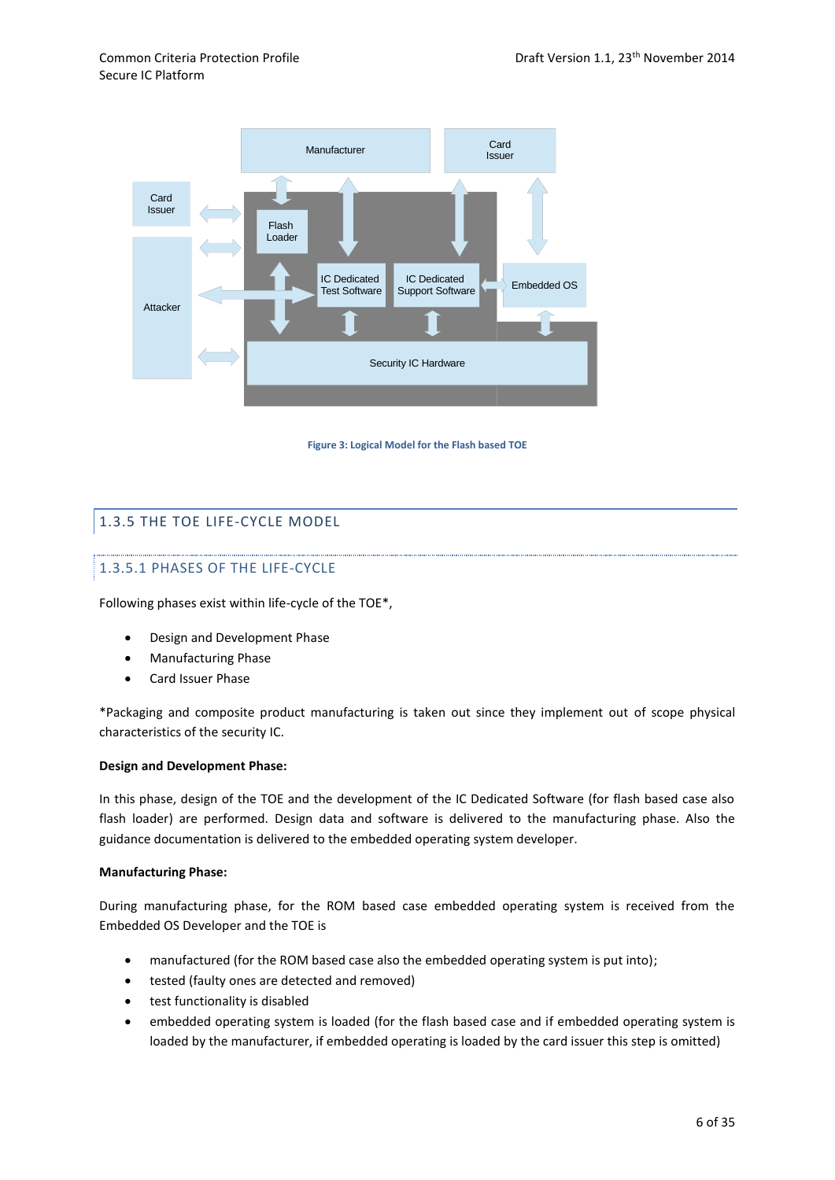Figure 3: Logical Model for the Flash based TOE

## 1.3.5 THE TOE LIFE-CYCLE MODEL

### 1.3.5.1 PHASES OF THE LIFE-CYCLE

Following phases exist within life-cycle of the TOE*,

- Design and Development Phase
- Manufacturing Phase
- Card Issuer Phase

*Packaging and composite product manufacturing is taken out since they implement out of scope physical characteristics of the security IC.

**Design and Development Phase:**

In this phase, design of the TOE and the development of the IC Dedicated Software (for flash based case also flash loader) are performed. Design data and software is delivered to the manufacturing phase. Also the guidance documentation is delivered to the embedded operating system developer.

**Manufacturing Phase:**

During manufacturing phase, for the ROM based case embedded operating system is received from the Embedded OS Developer and the TOE is

- manufactured (for the ROM based case also the embedded operating system is put into);
- tested (faulty ones are detected and removed)
- test functionality is disabled
- embedded operating system is loaded (for the flash based case and if embedded operating system is loaded by the manufacturer, if embedded operating is loaded by the card issuer this step is omitted)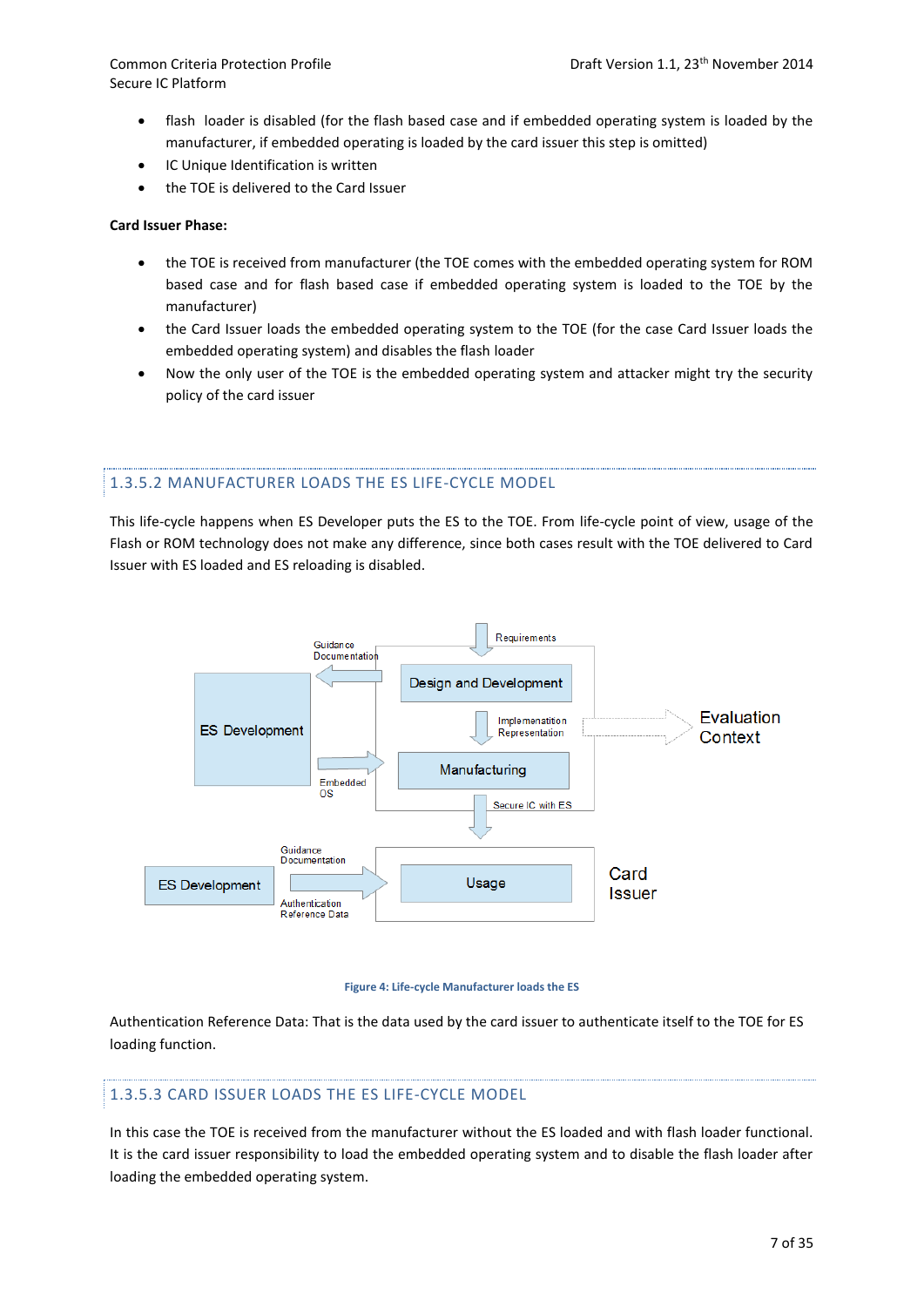- flash loader is disabled (for the flash based case and if embedded operating system is loaded by the manufacturer, if embedded operating is loaded by the card issuer this step is omitted)
- IC Unique Identification is written
- the TOE is delivered to the Card Issuer

**Card Issuer Phase:**

- the TOE is received from manufacturer (the TOE comes with the embedded operating system for ROM based case and for flash based case if embedded operating system is loaded to the TOE by the manufacturer)
- the Card Issuer loads the embedded operating system to the TOE (for the case Card Issuer loads the embedded operating system) and disables the flash loader
- Now the only user of the TOE is the embedded operating system and attacker might try the security policy of the card issuer

### 1.3.5.2 MANUFACTURER LOADS THE ES LIFE-CYCLE MODEL

This life-cycle happens when ES Developer puts the ES to the TOE. From life-cycle point of view, usage of the Flash or ROM technology does not make any difference, since both cases result with the TOE delivered to Card Issuer with ES loaded and ES reloading is disabled.

Requirements

Guidance Documentation

Design and Development

ES Development

Implementation Representation

Evaluation Context

Manufacturing

Embedded OS

Secure IC with ES

Guidance Documentation

ES Development

Usage

Card Issuer

Authentication Reference Data

Figure 4: Life-cycle Manufacturer loads the ES

Authentication Reference Data: That is the data used by the card issuer to authenticate itself to the TOE for ES loading function.

### 1.3.5.3 CARD ISSUER LOADS THE ES LIFE-CYCLE MODEL

In this case the TOE is received from the manufacturer without the ES loaded and with flash loader functional. It is the card issuer responsibility to load the embedded operating system and to disable the flash loader after loading the embedded operating system.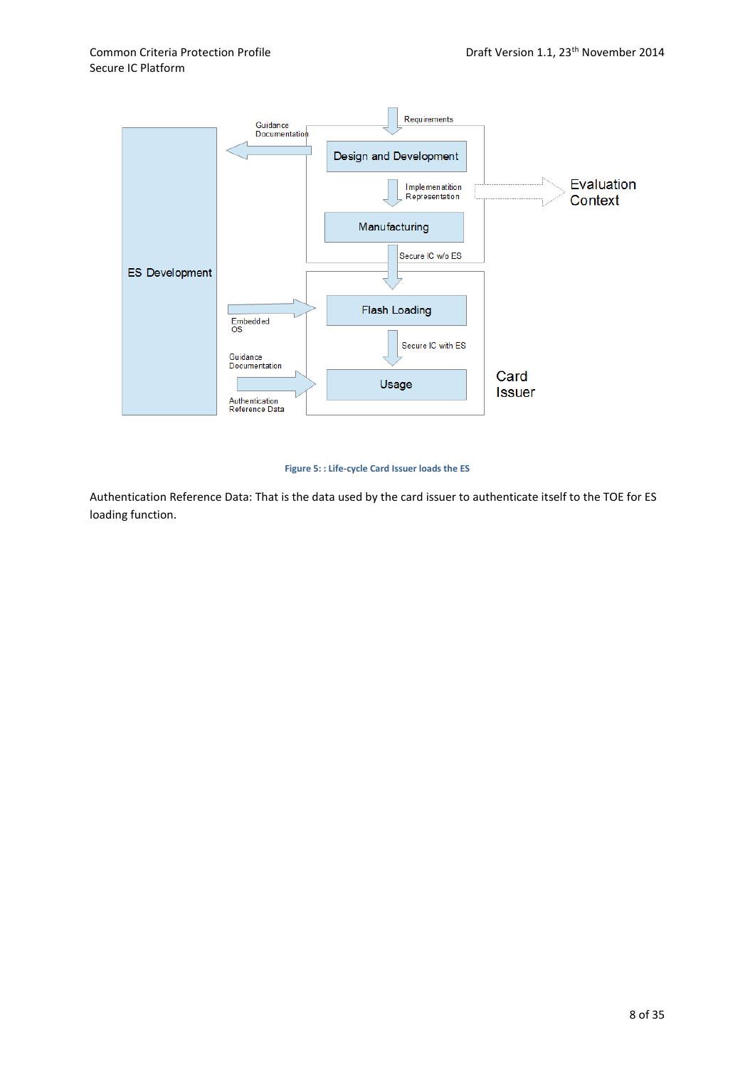Figure 5: : Life-cycle Card Issuer loads the ES

Authentication Reference Data: That is the data used by the card issuer to authenticate itself to the TOE for ES loading function.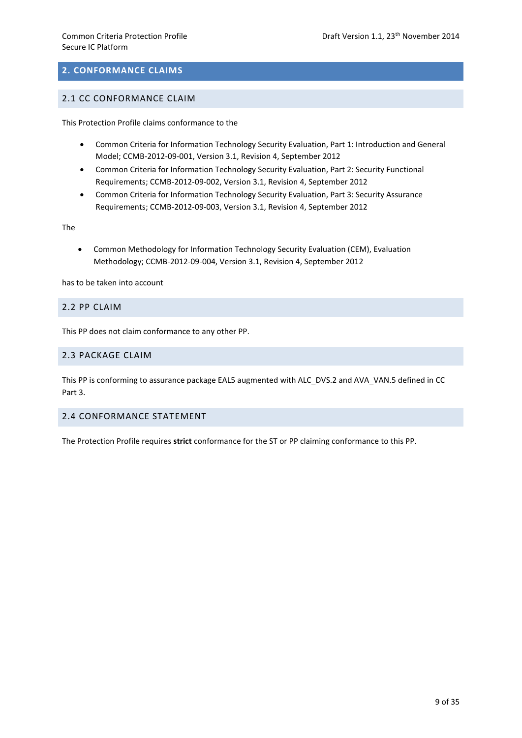## 2. CONFORMANCE CLAIMS

### 2.1 CC CONFORMANCE CLAIM

This Protection Profile claims conformance to the

- Common Criteria for Information Technology Security Evaluation, Part 1: Introduction and General Model; CCMB-2012-09-001, Version 3.1, Revision 4, September 2012
- Common Criteria for Information Technology Security Evaluation, Part 2: Security Functional Requirements; CCMB-2012-09-002, Version 3.1, Revision 4, September 2012
- Common Criteria for Information Technology Security Evaluation, Part 3: Security Assurance Requirements; CCMB-2012-09-003, Version 3.1, Revision 4, September 2012

The

- Common Methodology for Information Technology Security Evaluation (CEM), Evaluation Methodology; CCMB-2012-09-004, Version 3.1, Revision 4, September 2012

has to be taken into account

### 2.2 PP CLAIM

This PP does not claim conformance to any other PP.

### 2.3 PACKAGE CLAIM

This PP is conforming to assurance package EAL5 augmented with ALC_DVS.2 and AVA_VAN.5 defined in CC Part 3.

### 2.4 CONFORMANCE STATEMENT

The Protection Profile requires **strict** conformance for the ST or PP claiming conformance to this PP.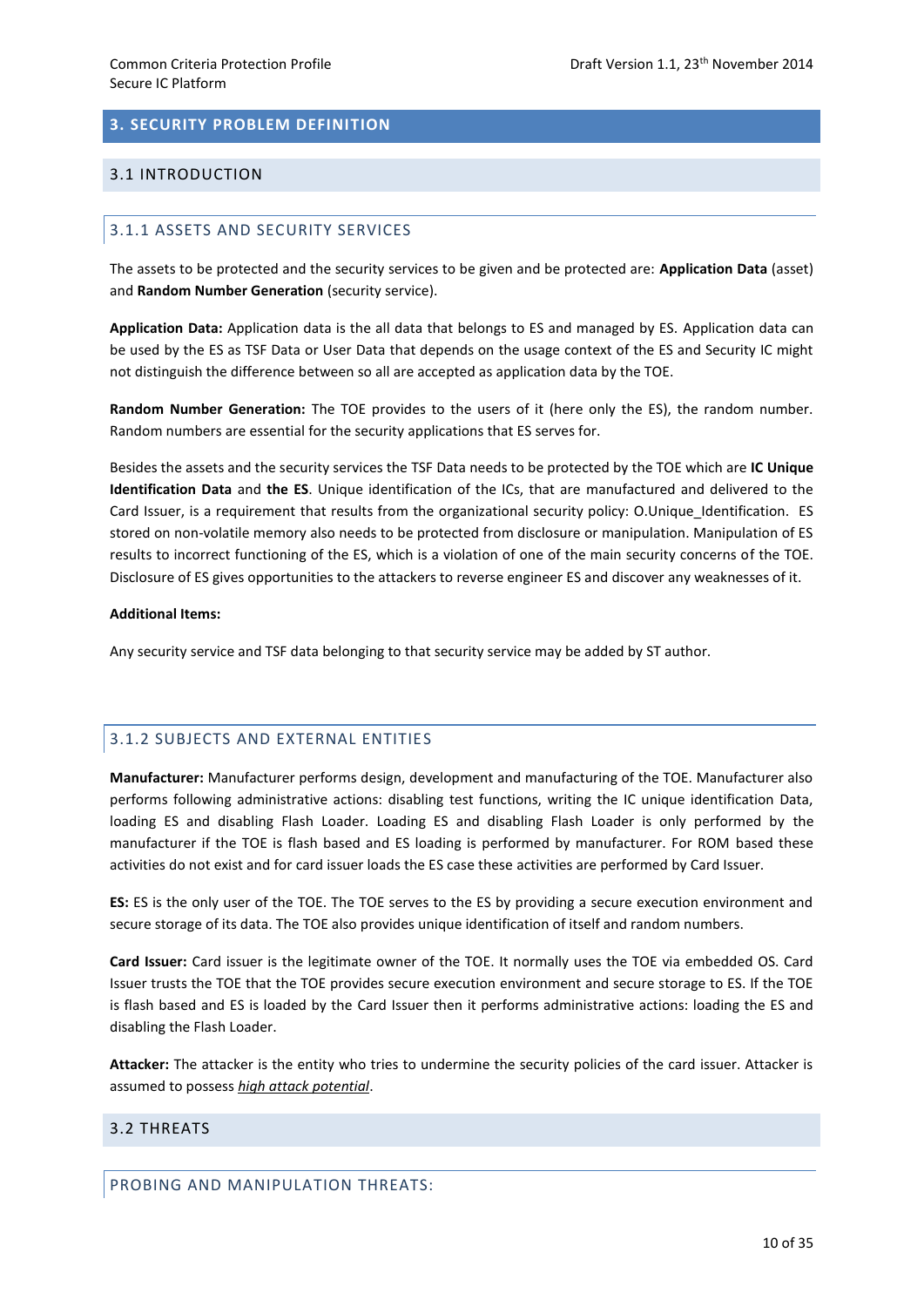# 3. SECURITY PROBLEM DEFINITION

## 3.1 INTRODUCTION

### 3.1.1 ASSETS AND SECURITY SERVICES

The assets to be protected and the security services to be given and be protected are: **Application Data** (asset) and **Random Number Generation** (security service).

**Application Data:** Application data is the all data that belongs to ES and managed by ES. Application data can be used by the ES as TSF Data or User Data that depends on the usage context of the ES and Security IC might not distinguish the difference between so all are accepted as application data by the TOE.

**Random Number Generation:** The TOE provides to the users of it (here only the ES), the random number. Random numbers are essential for the security applications that ES serves for.

Besides the assets and the security services the TSF Data needs to be protected by the TOE which are **IC Unique Identification Data** and **the ES**. Unique identification of the ICs, that are manufactured and delivered to the Card Issuer, is a requirement that results from the organizational security policy: O.Unique_Identification. ES stored on non-volatile memory also needs to be protected from disclosure or manipulation. Manipulation of ES results to incorrect functioning of the ES, which is a violation of one of the main security concerns of the TOE. Disclosure of ES gives opportunities to the attackers to reverse engineer ES and discover any weaknesses of it.

**Additional Items:**

Any security service and TSF data belonging to that security service may be added by ST author.

### 3.1.2 SUBJECTS AND EXTERNAL ENTITIES

**Manufacturer:** Manufacturer performs design, development and manufacturing of the TOE. Manufacturer also performs following administrative actions: disabling test functions, writing the IC unique identification Data, loading ES and disabling Flash Loader. Loading ES and disabling Flash Loader is only performed by the manufacturer if the TOE is flash based and ES loading is performed by manufacturer. For ROM based these activities do not exist and for card issuer loads the ES case these activities are performed by Card Issuer.

**ES:** ES is the only user of the TOE. The TOE serves to the ES by providing a secure execution environment and secure storage of its data. The TOE also provides unique identification of itself and random numbers.

**Card Issuer:** Card issuer is the legitimate owner of the TOE. It normally uses the TOE via embedded OS. Card Issuer trusts the TOE that the TOE provides secure execution environment and secure storage to ES. If the TOE is flash based and ES is loaded by the Card Issuer then it performs administrative actions: loading the ES and disabling the Flash Loader.

**Attacker:** The attacker is the entity who tries to undermine the security policies of the card issuer. Attacker is assumed to possess *high attack potential*.

## 3.2 THREATS

### PROBING AND MANIPULATION THREATS: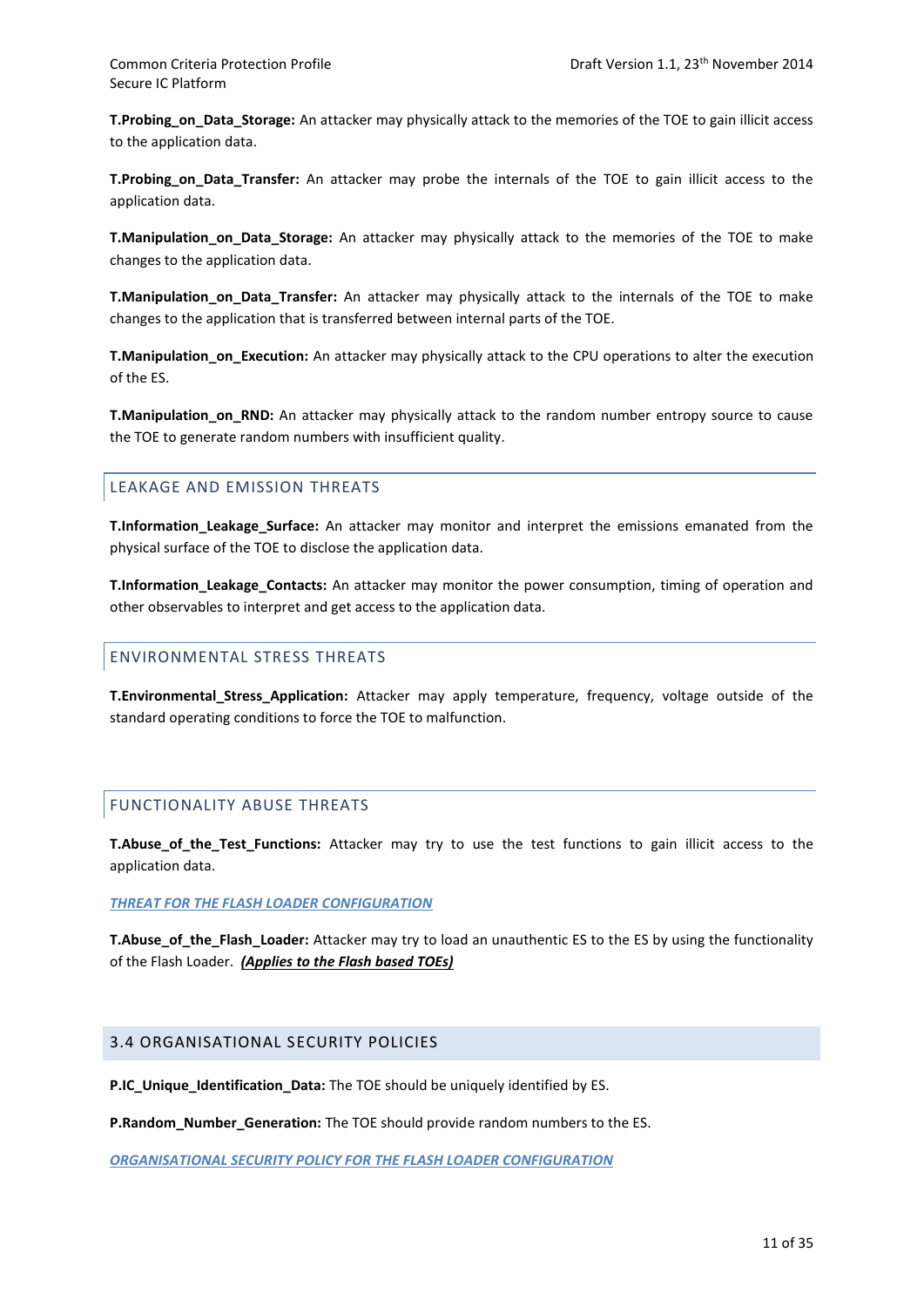**T.Probing_on_Data_Storage:** An attacker may physically attack to the memories of the TOE to gain illicit access to the application data.

**T.Probing_on_Data_Transfer:** An attacker may probe the internals of the TOE to gain illicit access to the application data.

**T.Manipulation_on_Data_Storage:** An attacker may physically attack to the memories of the TOE to make changes to the application data.

**T.Manipulation_on_Data_Transfer:** An attacker may physically attack to the internals of the TOE to make changes to the application that is transferred between internal parts of the TOE.

**T.Manipulation_on_Execution:** An attacker may physically attack to the CPU operations to alter the execution of the ES.

**T.Manipulation_on_RND:** An attacker may physically attack to the random number entropy source to cause the TOE to generate random numbers with insufficient quality.

### LEAKAGE AND EMISSION THREATS

**T.Information_Leakage_Surface:** An attacker may monitor and interpret the emissions emanated from the physical surface of the TOE to disclose the application data.

**T.Information_Leakage_Contacts:** An attacker may monitor the power consumption, timing of operation and other observables to interpret and get access to the application data.

### ENVIRONMENTAL STRESS THREATS

**T.Environmental_Stress_Application:** Attacker may apply temperature, frequency, voltage outside of the standard operating conditions to force the TOE to malfunction.

### FUNCTIONALITY ABUSE THREATS

**T.Abuse_of_the_Test_Functions:** Attacker may try to use the test functions to gain illicit access to the application data.

***THREAT FOR THE FLASH LOADER CONFIGURATION***

**T.Abuse_of_the_Flash_Loader:** Attacker may try to load an unauthentic ES to the ES by using the functionality of the Flash Loader. ***(Applies to the Flash based TOEs)***

## 3.4 ORGANISATIONAL SECURITY POLICIES

**P.IC_Unique_Identification_Data:** The TOE should be uniquely identified by ES.

**P.Random_Number_Generation:** The TOE should provide random numbers to the ES.

***ORGANISATIONAL SECURITY POLICY FOR THE FLASH LOADER CONFIGURATION***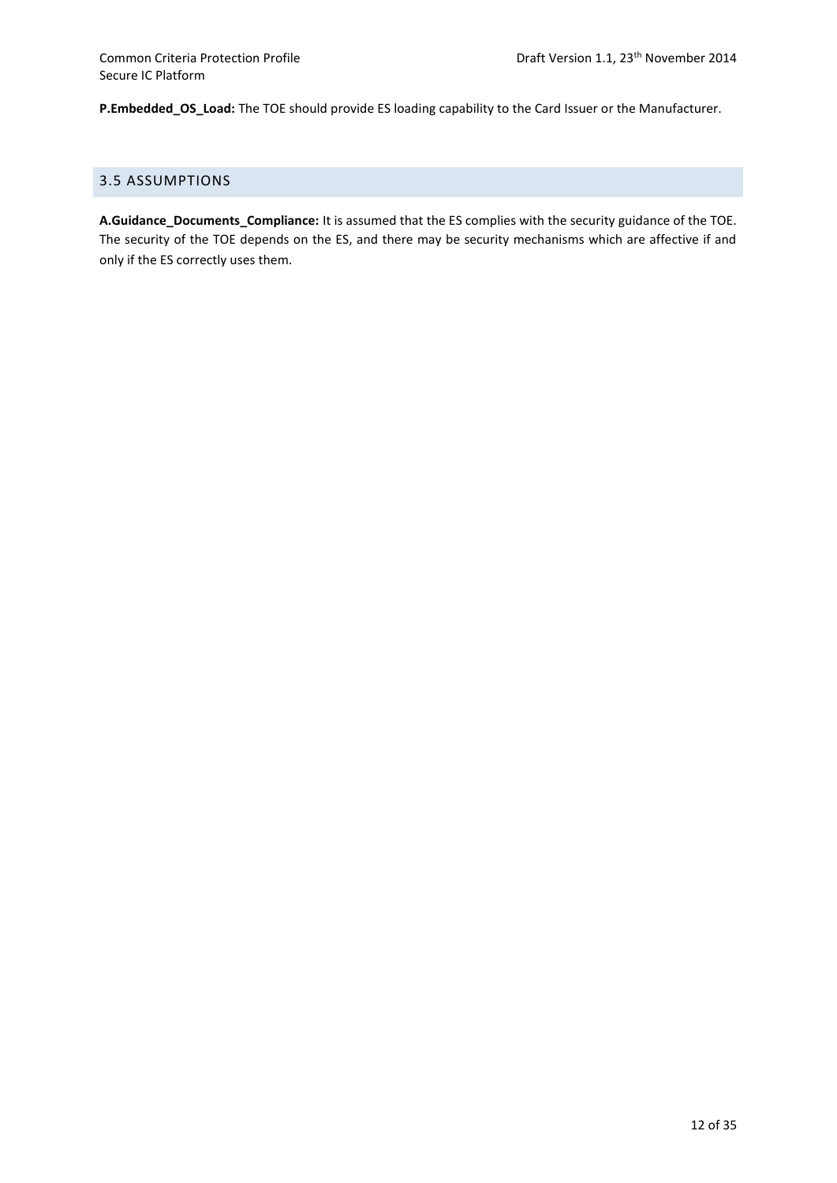**P.Embedded_OS_Load:** The TOE should provide ES loading capability to the Card Issuer or the Manufacturer.

## 3.5 ASSUMPTIONS

**A.Guidance_Documents_Compliance:** It is assumed that the ES complies with the security guidance of the TOE. The security of the TOE depends on the ES, and there may be security mechanisms which are affective if and only if the ES correctly uses them.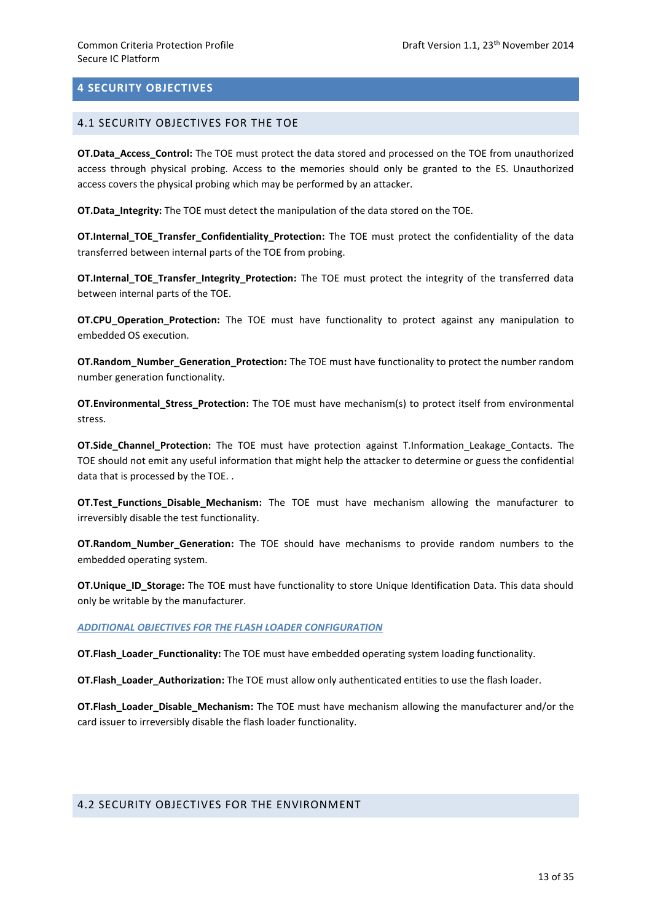# 4 SECURITY OBJECTIVES

## 4.1 SECURITY OBJECTIVES FOR THE TOE

**OT.Data_Access_Control:** The TOE must protect the data stored and processed on the TOE from unauthorized access through physical probing. Access to the memories should only be granted to the ES. Unauthorized access covers the physical probing which may be performed by an attacker.

**OT.Data_Integrity:** The TOE must detect the manipulation of the data stored on the TOE.

**OT.Internal_TOE_Transfer_Confidentiality_Protection:** The TOE must protect the confidentiality of the data transferred between internal parts of the TOE from probing.

**OT.Internal_TOE_Transfer_Integrity_Protection:** The TOE must protect the integrity of the transferred data between internal parts of the TOE.

**OT.CPU_Operation_Protection:** The TOE must have functionality to protect against any manipulation to embedded OS execution.

**OT.Random_Number_Generation_Protection:** The TOE must have functionality to protect the number random number generation functionality.

**OT.Environmental_Stress_Protection:** The TOE must have mechanism(s) to protect itself from environmental stress.

**OT.Side_Channel_Protection:** The TOE must have protection against T.Information_Leakage_Contacts. The TOE should not emit any useful information that might help the attacker to determine or guess the confidential data that is processed by the TOE. .

**OT.Test_Functions_Disable_Mechanism:** The TOE must have mechanism allowing the manufacturer to irreversibly disable the test functionality.

**OT.Random_Number_Generation:** The TOE should have mechanisms to provide random numbers to the embedded operating system.

**OT.Unique_ID_Storage:** The TOE must have functionality to store Unique Identification Data. This data should only be writable by the manufacturer.

***ADDITIONAL OBJECTIVES FOR THE FLASH LOADER CONFIGURATION***

**OT.Flash_Loader_Functionality:** The TOE must have embedded operating system loading functionality.

**OT.Flash_Loader_Authorization:** The TOE must allow only authenticated entities to use the flash loader.

**OT.Flash_Loader_Disable_Mechanism:** The TOE must have mechanism allowing the manufacturer and/or the card issuer to irreversibly disable the flash loader functionality.

## 4.2 SECURITY OBJECTIVES FOR THE ENVIRONMENT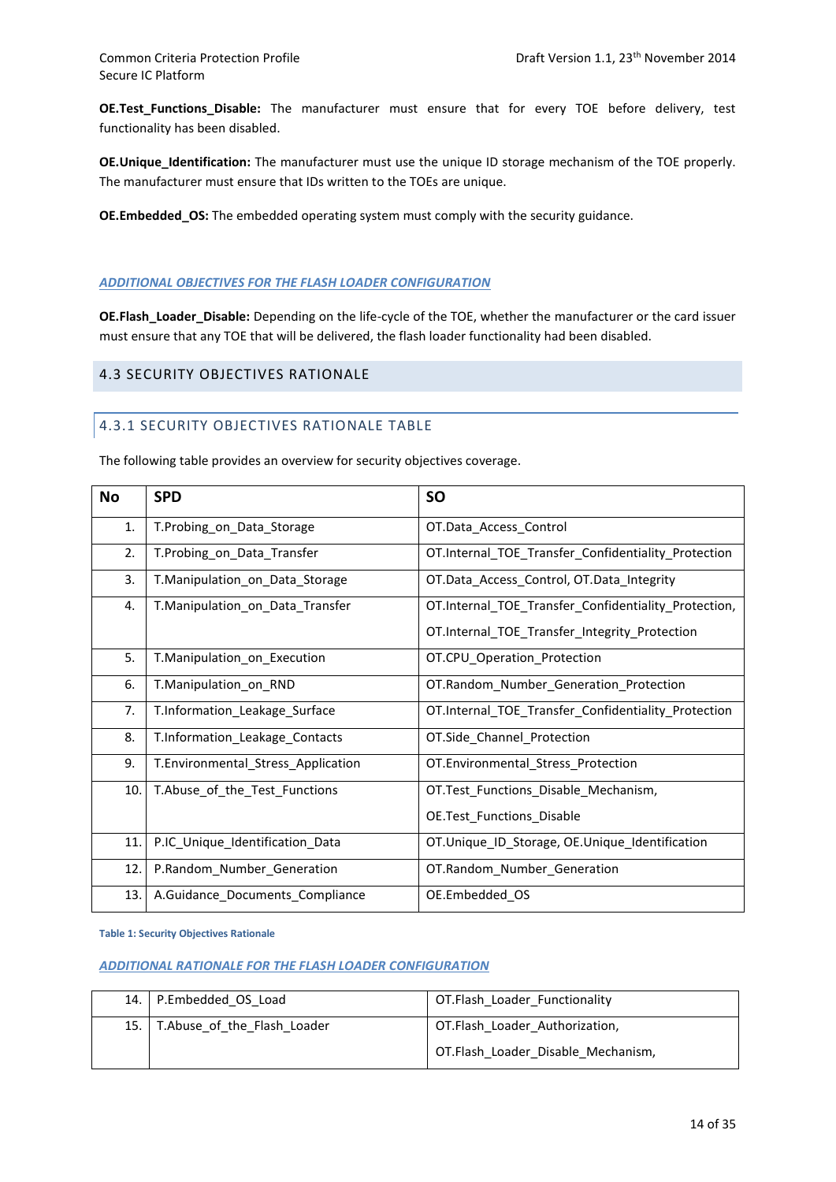**OE.Test_Functions_Disable:** The manufacturer must ensure that for every TOE before delivery, test functionality has been disabled.

**OE.Unique_Identification:** The manufacturer must use the unique ID storage mechanism of the TOE properly. The manufacturer must ensure that IDs written to the TOEs are unique.

**OE.Embedded_OS:** The embedded operating system must comply with the security guidance.

*ADDITIONAL OBJECTIVES FOR THE FLASH LOADER CONFIGURATION*

**OE.Flash_Loader_Disable:** Depending on the life-cycle of the TOE, whether the manufacturer or the card issuer must ensure that any TOE that will be delivered, the flash loader functionality had been disabled.

## 4.3 SECURITY OBJECTIVES RATIONALE

### 4.3.1 SECURITY OBJECTIVES RATIONALE TABLE

The following table provides an overview for security objectives coverage.

| No | SPD | SO |
|---|---|---|
| 1. | T.Probing_on_Data_Storage | OT.Data_Access_Control |
| 2. | T.Probing_on_Data_Transfer | OT.Internal_TOE_Transfer_Confidentiality_Protection |
| 3. | T.Manipulation_on_Data_Storage | OT.Data_Access_Control, OT.Data_Integrity |
| 4. | T.Manipulation_on_Data_Transfer | OT.Internal_TOE_Transfer_Confidentiality_Protection, OT.Internal_TOE_Transfer_Integrity_Protection |
| 5. | T.Manipulation_on_Execution | OT.CPU_Operation_Protection |
| 6. | T.Manipulation_on_RND | OT.Random_Number_Generation_Protection |
| 7. | T.Information_Leakage_Surface | OT.Internal_TOE_Transfer_Confidentiality_Protection |
| 8. | T.Information_Leakage_Contacts | OT.Side_Channel_Protection |
| 9. | T.Environmental_Stress_Application | OT.Environmental_Stress_Protection |
| 10. | T.Abuse_of_the_Test_Functions | OT.Test_Functions_Disable_Mechanism, OE.Test_Functions_Disable |
| 11. | P.IC_Unique_Identification_Data | OT.Unique_ID_Storage, OE.Unique_Identification |
| 12. | P.Random_Number_Generation | OT.Random_Number_Generation |
| 13. | A.Guidance_Documents_Compliance | OE.Embedded_OS |

**Table 1: Security Objectives Rationale**

*ADDITIONAL RATIONALE FOR THE FLASH LOADER CONFIGURATION*

| No | SPD | SO |
|---|---|---|
| 14. | P.Embedded_OS_Load | OT.Flash_Loader_Functionality |
| 15. | T.Abuse_of_the_Flash_Loader | OT.Flash_Loader_Authorization, OT.Flash_Loader_Disable_Mechanism, |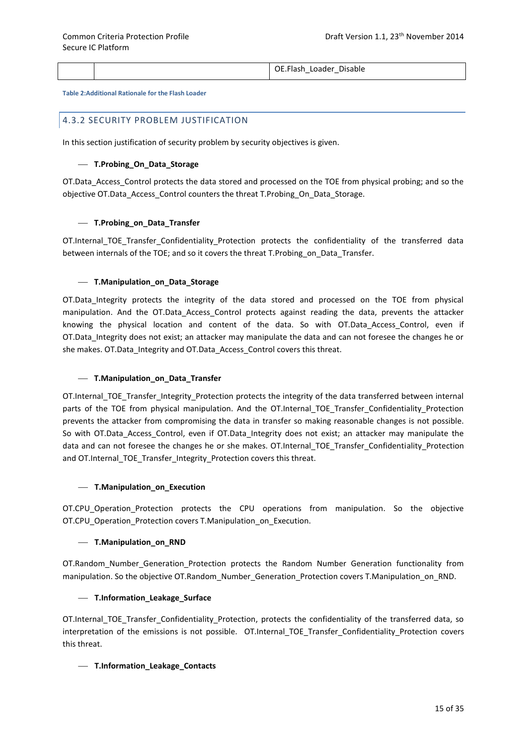| | | OE.Flash_Loader_Disable |
|---|---|---|

**Table 2:Additional Rationale for the Flash Loader**

### 4.3.2 SECURITY PROBLEM JUSTIFICATION

In this section justification of security problem by security objectives is given.

— **T.Probing_On_Data_Storage**

OT.Data_Access_Control protects the data stored and processed on the TOE from physical probing; and so the objective OT.Data_Access_Control counters the threat T.Probing_On_Data_Storage.

— **T.Probing_on_Data_Transfer**

OT.Internal_TOE_Transfer_Confidentiality_Protection protects the confidentiality of the transferred data between internals of the TOE; and so it covers the threat T.Probing_on_Data_Transfer.

— **T.Manipulation_on_Data_Storage**

OT.Data_Integrity protects the integrity of the data stored and processed on the TOE from physical manipulation. And the OT.Data_Access_Control protects against reading the data, prevents the attacker knowing the physical location and content of the data. So with OT.Data_Access_Control, even if OT.Data_Integrity does not exist; an attacker may manipulate the data and can not foresee the changes he or she makes. OT.Data_Integrity and OT.Data_Access_Control covers this threat.

— **T.Manipulation_on_Data_Transfer**

OT.Internal_TOE_Transfer_Integrity_Protection protects the integrity of the data transferred between internal parts of the TOE from physical manipulation. And the OT.Internal_TOE_Transfer_Confidentiality_Protection prevents the attacker from compromising the data in transfer so making reasonable changes is not possible. So with OT.Data_Access_Control, even if OT.Data_Integrity does not exist; an attacker may manipulate the data and can not foresee the changes he or she makes. OT.Internal_TOE_Transfer_Confidentiality_Protection and OT.Internal_TOE_Transfer_Integrity_Protection covers this threat.

— **T.Manipulation_on_Execution**

OT.CPU_Operation_Protection protects the CPU operations from manipulation. So the objective OT.CPU_Operation_Protection covers T.Manipulation_on_Execution.

— **T.Manipulation_on_RND**

OT.Random_Number_Generation_Protection protects the Random Number Generation functionality from manipulation. So the objective OT.Random_Number_Generation_Protection covers T.Manipulation_on_RND.

— **T.Information_Leakage_Surface**

OT.Internal_TOE_Transfer_Confidentiality_Protection, protects the confidentiality of the transferred data, so interpretation of the emissions is not possible. OT.Internal_TOE_Transfer_Confidentiality_Protection covers this threat.

— **T.Information_Leakage_Contacts**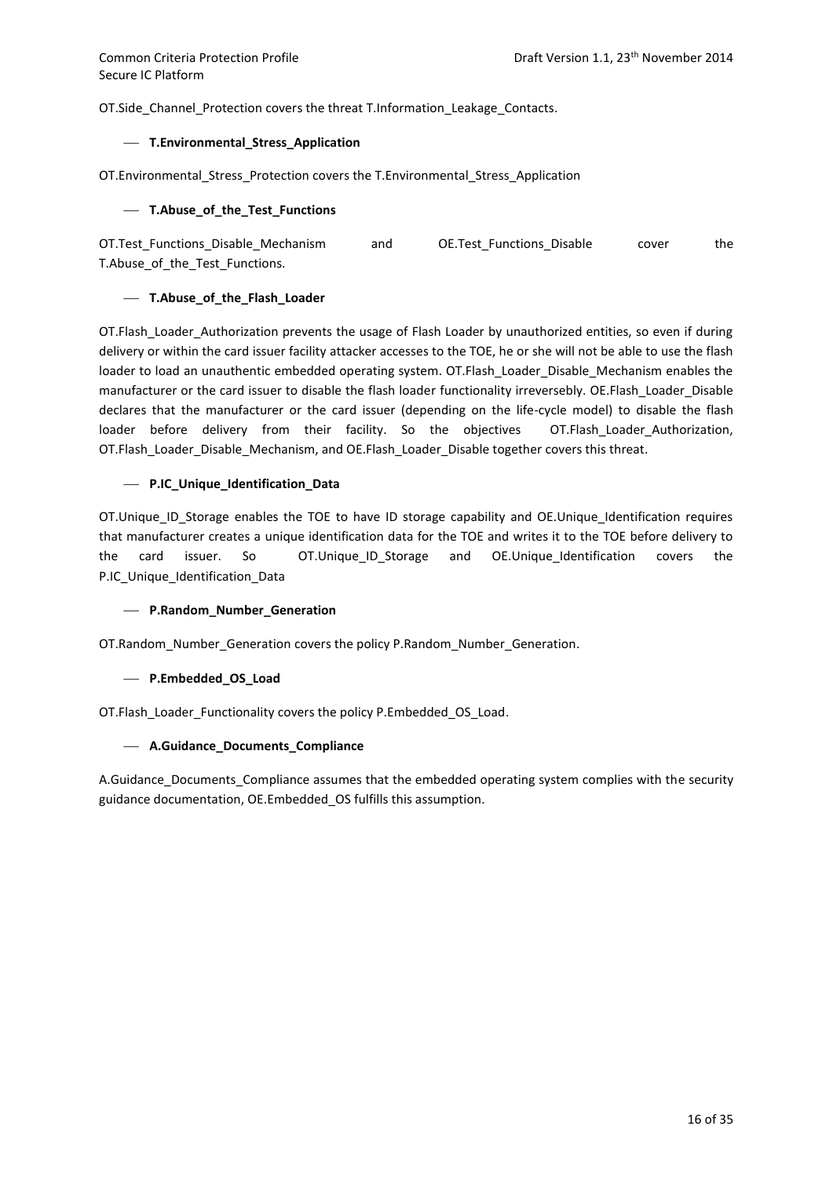OT.Side_Channel_Protection covers the threat T.Information_Leakage_Contacts.

- **T.Environmental_Stress_Application**

OT.Environmental_Stress_Protection covers the T.Environmental_Stress_Application

- **T.Abuse_of_the_Test_Functions**

OT.Test_Functions_Disable_Mechanism and OE.Test_Functions_Disable cover the T.Abuse_of_the_Test_Functions.

- **T.Abuse_of_the_Flash_Loader**

OT.Flash_Loader_Authorization prevents the usage of Flash Loader by unauthorized entities, so even if during delivery or within the card issuer facility attacker accesses to the TOE, he or she will not be able to use the flash loader to load an unauthentic embedded operating system. OT.Flash_Loader_Disable_Mechanism enables the manufacturer or the card issuer to disable the flash loader functionality irreversebly. OE.Flash_Loader_Disable declares that the manufacturer or the card issuer (depending on the life-cycle model) to disable the flash loader before delivery from their facility. So the objectives OT.Flash_Loader_Authorization, OT.Flash_Loader_Disable_Mechanism, and OE.Flash_Loader_Disable together covers this threat.

- **P.IC_Unique_Identification_Data**

OT.Unique_ID_Storage enables the TOE to have ID storage capability and OE.Unique_Identification requires that manufacturer creates a unique identification data for the TOE and writes it to the TOE before delivery to the card issuer. So OT.Unique_ID_Storage and OE.Unique_Identification covers the P.IC_Unique_Identification_Data

- **P.Random_Number_Generation**

OT.Random_Number_Generation covers the policy P.Random_Number_Generation.

- **P.Embedded_OS_Load**

OT.Flash_Loader_Functionality covers the policy P.Embedded_OS_Load.

- **A.Guidance_Documents_Compliance**

A.Guidance_Documents_Compliance assumes that the embedded operating system complies with the security guidance documentation, OE.Embedded_OS fulfills this assumption.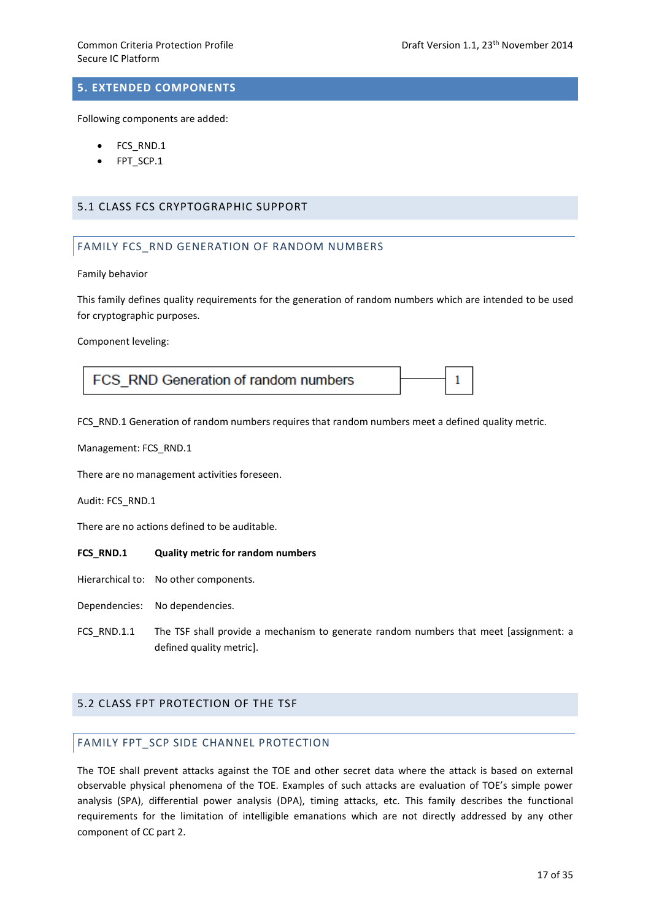## 5. EXTENDED COMPONENTS

Following components are added:

- FCS_RND.1
- FPT_SCP.1

### 5.1 CLASS FCS CRYPTOGRAPHIC SUPPORT

#### FAMILY FCS_RND GENERATION OF RANDOM NUMBERS

Family behavior

This family defines quality requirements for the generation of random numbers which are intended to be used for cryptographic purposes.

Component leveling:

| FCS_RND Generation of random numbers | — | 1 |
|---|---|---|

FCS_RND.1 Generation of random numbers requires that random numbers meet a defined quality metric.

Management: FCS_RND.1

There are no management activities foreseen.

Audit: FCS_RND.1

There are no actions defined to be auditable.

**FCS_RND.1 Quality metric for random numbers**

Hierarchical to: No other components.

Dependencies: No dependencies.

FCS_RND.1.1 The TSF shall provide a mechanism to generate random numbers that meet [assignment: a defined quality metric].

### 5.2 CLASS FPT PROTECTION OF THE TSF

#### FAMILY FPT_SCP SIDE CHANNEL PROTECTION

The TOE shall prevent attacks against the TOE and other secret data where the attack is based on external observable physical phenomena of the TOE. Examples of such attacks are evaluation of TOE's simple power analysis (SPA), differential power analysis (DPA), timing attacks, etc. This family describes the functional requirements for the limitation of intelligible emanations which are not directly addressed by any other component of CC part 2.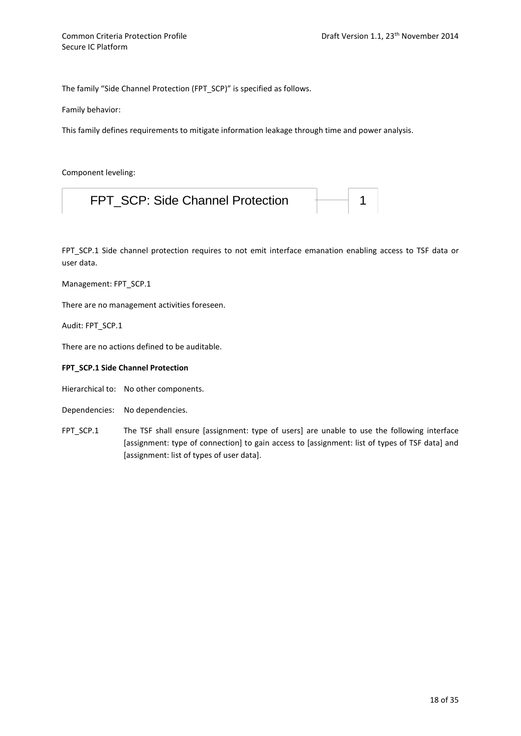The family "Side Channel Protection (FPT_SCP)" is specified as follows.

Family behavior:

This family defines requirements to mitigate information leakage through time and power analysis.

Component leveling:

| FPT_SCP: Side Channel Protection | 1 |
|---|---|

FPT_SCP.1 Side channel protection requires to not emit interface emanation enabling access to TSF data or user data.

Management: FPT_SCP.1

There are no management activities foreseen.

Audit: FPT_SCP.1

There are no actions defined to be auditable.

**FPT_SCP.1 Side Channel Protection**

Hierarchical to: No other components.

Dependencies: No dependencies.

FPT_SCP.1 The TSF shall ensure [assignment: type of users] are unable to use the following interface [assignment: type of connection] to gain access to [assignment: list of types of TSF data] and [assignment: list of types of user data].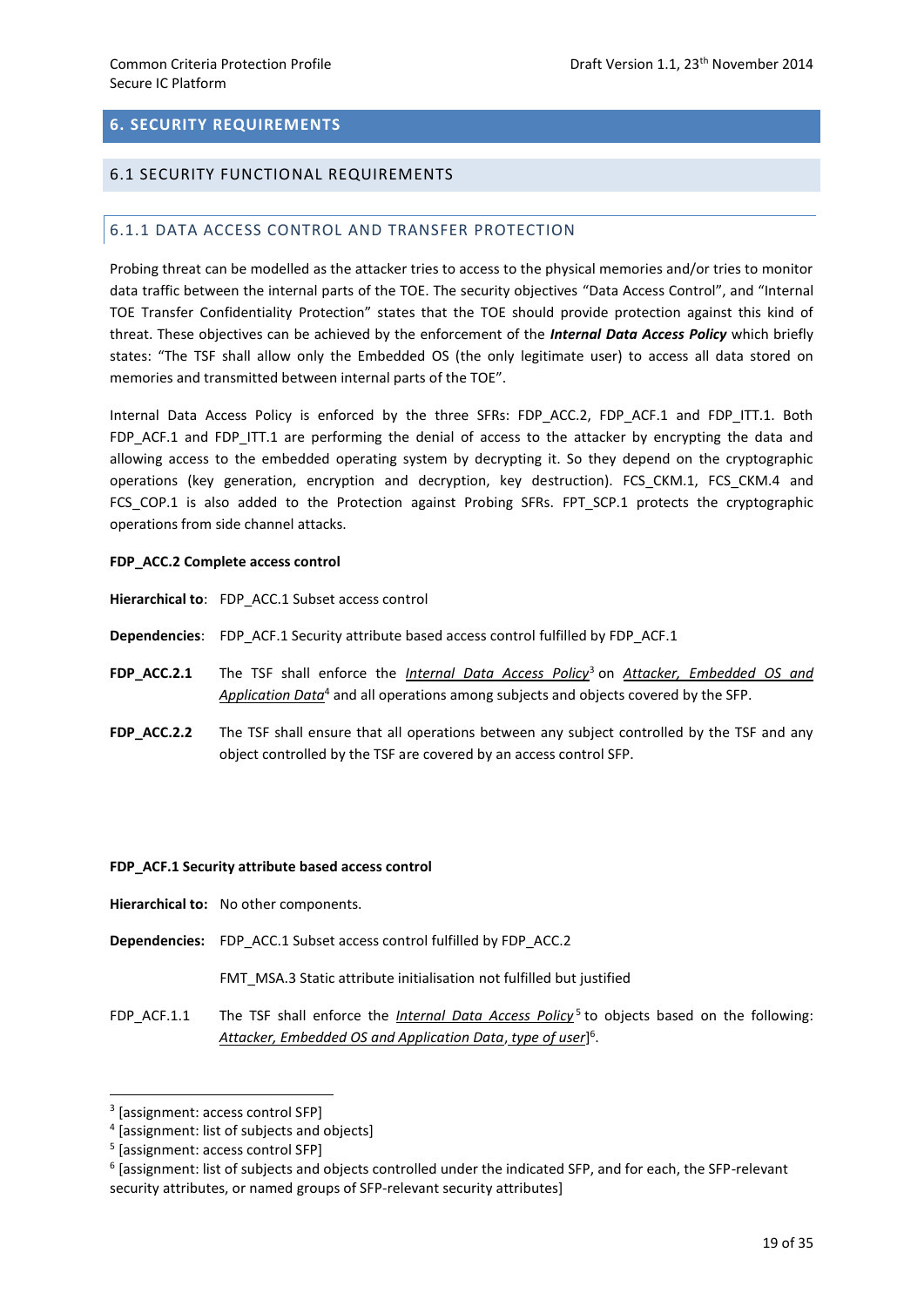# 6. SECURITY REQUIREMENTS

## 6.1 SECURITY FUNCTIONAL REQUIREMENTS

### 6.1.1 DATA ACCESS CONTROL AND TRANSFER PROTECTION

Probing threat can be modelled as the attacker tries to access to the physical memories and/or tries to monitor data traffic between the internal parts of the TOE. The security objectives "Data Access Control", and "Internal TOE Transfer Confidentiality Protection" states that the TOE should provide protection against this kind of threat. These objectives can be achieved by the enforcement of the ***Internal Data Access Policy*** which briefly states: "The TSF shall allow only the Embedded OS (the only legitimate user) to access all data stored on memories and transmitted between internal parts of the TOE".

Internal Data Access Policy is enforced by the three SFRs: FDP_ACC.2, FDP_ACF.1 and FDP_ITT.1. Both FDP_ACF.1 and FDP_ITT.1 are performing the denial of access to the attacker by encrypting the data and allowing access to the embedded operating system by decrypting it. So they depend on the cryptographic operations (key generation, encryption and decryption, key destruction). FCS_CKM.1, FCS_CKM.4 and FCS_COP.1 is also added to the Protection against Probing SFRs. FPT_SCP.1 protects the cryptographic operations from side channel attacks.

**FDP_ACC.2 Complete access control**

**Hierarchical to**: FDP_ACC.1 Subset access control

**Dependencies**: FDP_ACF.1 Security attribute based access control fulfilled by FDP_ACF.1

**FDP_ACC.2.1** The TSF shall enforce the *Internal Data Access Policy*[3] on *Attacker, Embedded OS and Application Data*[4] and all operations among subjects and objects covered by the SFP.

**FDP_ACC.2.2** The TSF shall ensure that all operations between any subject controlled by the TSF and any object controlled by the TSF are covered by an access control SFP.

**FDP_ACF.1 Security attribute based access control**

**Hierarchical to:** No other components.

**Dependencies:** FDP_ACC.1 Subset access control fulfilled by FDP_ACC.2

FMT_MSA.3 Static attribute initialisation not fulfilled but justified

FDP_ACF.1.1 The TSF shall enforce the *Internal Data Access Policy*[5] to objects based on the following: *Attacker, Embedded OS and Application Data*, *type of user*][6].

---

[3] [assignment: access control SFP]

[4] [assignment: list of subjects and objects]

[5] [assignment: access control SFP]

[6] [assignment: list of subjects and objects controlled under the indicated SFP, and for each, the SFP-relevant security attributes, or named groups of SFP-relevant security attributes]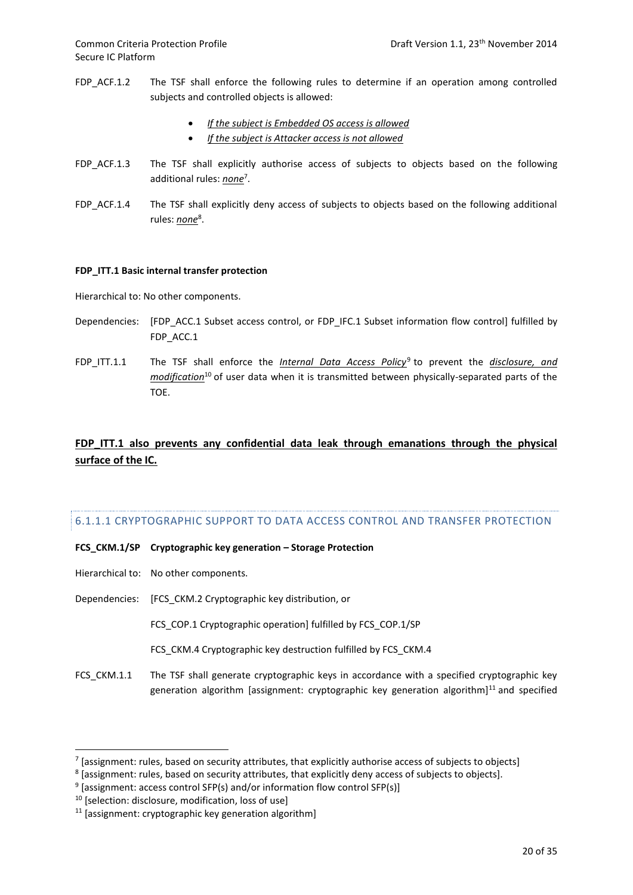FDP_ACF.1.2 The TSF shall enforce the following rules to determine if an operation among controlled subjects and controlled objects is allowed:

- *If the subject is Embedded OS access is allowed*
- *If the subject is Attacker access is not allowed*

FDP_ACF.1.3 The TSF shall explicitly authorise access of subjects to objects based on the following additional rules: *none*[7].

FDP_ACF.1.4 The TSF shall explicitly deny access of subjects to objects based on the following additional rules: *none*[8].

**FDP_ITT.1 Basic internal transfer protection**

Hierarchical to: No other components.

Dependencies: [FDP_ACC.1 Subset access control, or FDP_IFC.1 Subset information flow control] fulfilled by FDP_ACC.1

FDP_ITT.1.1 The TSF shall enforce the *Internal Data Access Policy*[9] to prevent the *disclosure, and modification*[10] of user data when it is transmitted between physically-separated parts of the TOE.

**FDP_ITT.1 also prevents any confidential data leak through emanations through the physical surface of the IC.**

#### 6.1.1.1 CRYPTOGRAPHIC SUPPORT TO DATA ACCESS CONTROL AND TRANSFER PROTECTION

**FCS_CKM.1/SP Cryptographic key generation – Storage Protection**

Hierarchical to: No other components.

Dependencies: [FCS_CKM.2 Cryptographic key distribution, or

FCS_COP.1 Cryptographic operation] fulfilled by FCS_COP.1/SP

FCS_CKM.4 Cryptographic key destruction fulfilled by FCS_CKM.4

FCS_CKM.1.1 The TSF shall generate cryptographic keys in accordance with a specified cryptographic key generation algorithm [assignment: cryptographic key generation algorithm][11] and specified

---

[7] [assignment: rules, based on security attributes, that explicitly authorise access of subjects to objects]

[8] [assignment: rules, based on security attributes, that explicitly deny access of subjects to objects].

[9] [assignment: access control SFP(s) and/or information flow control SFP(s)]

[10] [selection: disclosure, modification, loss of use]

[11] [assignment: cryptographic key generation algorithm]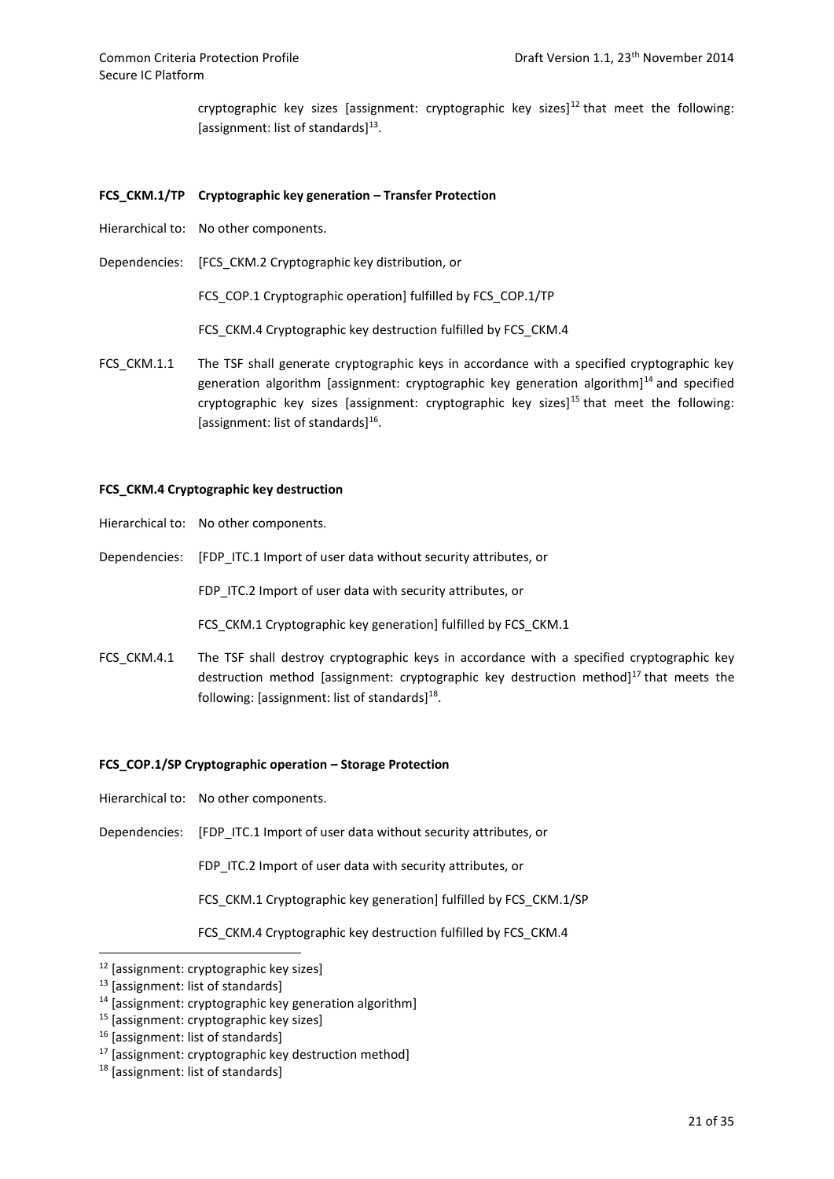cryptographic key sizes [assignment: cryptographic key sizes][12] that meet the following: [assignment: list of standards][13].

**FCS_CKM.1/TP Cryptographic key generation – Transfer Protection**

Hierarchical to: No other components.

Dependencies: [FCS_CKM.2 Cryptographic key distribution, or

FCS_COP.1 Cryptographic operation] fulfilled by FCS_COP.1/TP

FCS_CKM.4 Cryptographic key destruction fulfilled by FCS_CKM.4

FCS_CKM.1.1 The TSF shall generate cryptographic keys in accordance with a specified cryptographic key generation algorithm [assignment: cryptographic key generation algorithm][14] and specified cryptographic key sizes [assignment: cryptographic key sizes][15] that meet the following: [assignment: list of standards][16].

**FCS_CKM.4 Cryptographic key destruction**

Hierarchical to: No other components.

Dependencies: [FDP_ITC.1 Import of user data without security attributes, or

FDP_ITC.2 Import of user data with security attributes, or

FCS_CKM.1 Cryptographic key generation] fulfilled by FCS_CKM.1

FCS_CKM.4.1 The TSF shall destroy cryptographic keys in accordance with a specified cryptographic key destruction method [assignment: cryptographic key destruction method][17] that meets the following: [assignment: list of standards][18].

**FCS_COP.1/SP Cryptographic operation – Storage Protection**

Hierarchical to: No other components.

Dependencies: [FDP_ITC.1 Import of user data without security attributes, or

FDP_ITC.2 Import of user data with security attributes, or

FCS_CKM.1 Cryptographic key generation] fulfilled by FCS_CKM.1/SP

FCS_CKM.4 Cryptographic key destruction fulfilled by FCS_CKM.4

---

[12] [assignment: cryptographic key sizes]

[13] [assignment: list of standards]

[14] [assignment: cryptographic key generation algorithm]

[15] [assignment: cryptographic key sizes]

[16] [assignment: list of standards]

[17] [assignment: cryptographic key destruction method]

[18] [assignment: list of standards]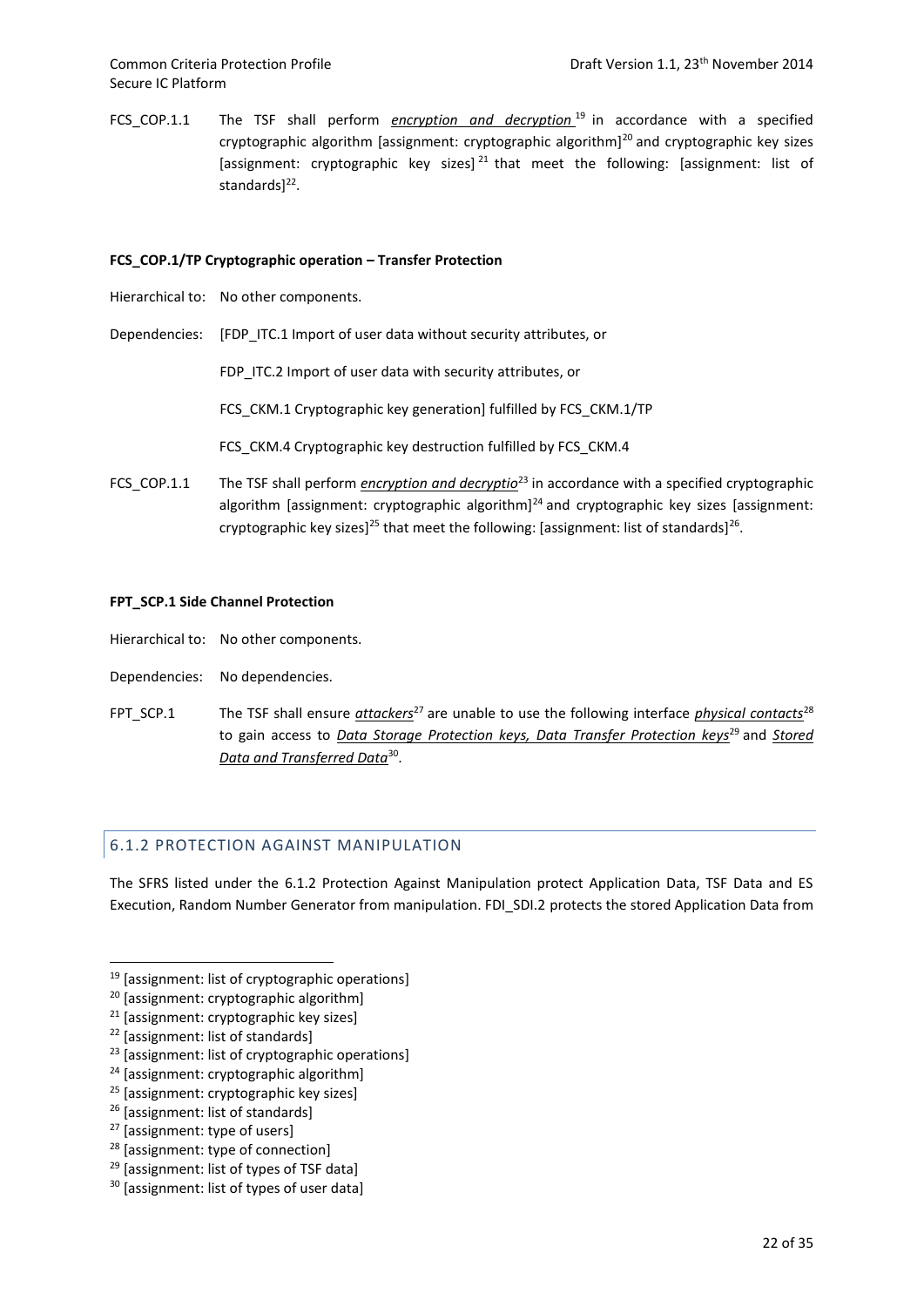FCS_COP.1.1 The TSF shall perform ***encryption and decryption***[19] in accordance with a specified cryptographic algorithm [assignment: cryptographic algorithm][20] and cryptographic key sizes [assignment: cryptographic key sizes][21] that meet the following: [assignment: list of standards][22].

**FCS_COP.1/TP Cryptographic operation – Transfer Protection**

Hierarchical to: No other components.

Dependencies: [FDP_ITC.1 Import of user data without security attributes, or

FDP_ITC.2 Import of user data with security attributes, or

FCS_CKM.1 Cryptographic key generation] fulfilled by FCS_CKM.1/TP

FCS_CKM.4 Cryptographic key destruction fulfilled by FCS_CKM.4

FCS_COP.1.1 The TSF shall perform ***encryption and decryptio***[23] in accordance with a specified cryptographic algorithm [assignment: cryptographic algorithm][24] and cryptographic key sizes [assignment: cryptographic key sizes][25] that meet the following: [assignment: list of standards][26].

**FPT_SCP.1 Side Channel Protection**

Hierarchical to: No other components.

Dependencies: No dependencies.

FPT_SCP.1 The TSF shall ensure ***attackers***[27] are unable to use the following interface ***physical contacts***[28] to gain access to ***Data Storage Protection keys, Data Transfer Protection keys***[29] and ***Stored Data and Transferred Data***[30].

## 6.1.2 PROTECTION AGAINST MANIPULATION

The SFRS listed under the 6.1.2 Protection Against Manipulation protect Application Data, TSF Data and ES Execution, Random Number Generator from manipulation. FDI_SDI.2 protects the stored Application Data from

---

[19] [assignment: list of cryptographic operations]
[20] [assignment: cryptographic algorithm]
[21] [assignment: cryptographic key sizes]
[22] [assignment: list of standards]
[23] [assignment: list of cryptographic operations]
[24] [assignment: cryptographic algorithm]
[25] [assignment: cryptographic key sizes]
[26] [assignment: list of standards]
[27] [assignment: type of users]
[28] [assignment: type of connection]
[29] [assignment: list of types of TSF data]
[30] [assignment: list of types of user data]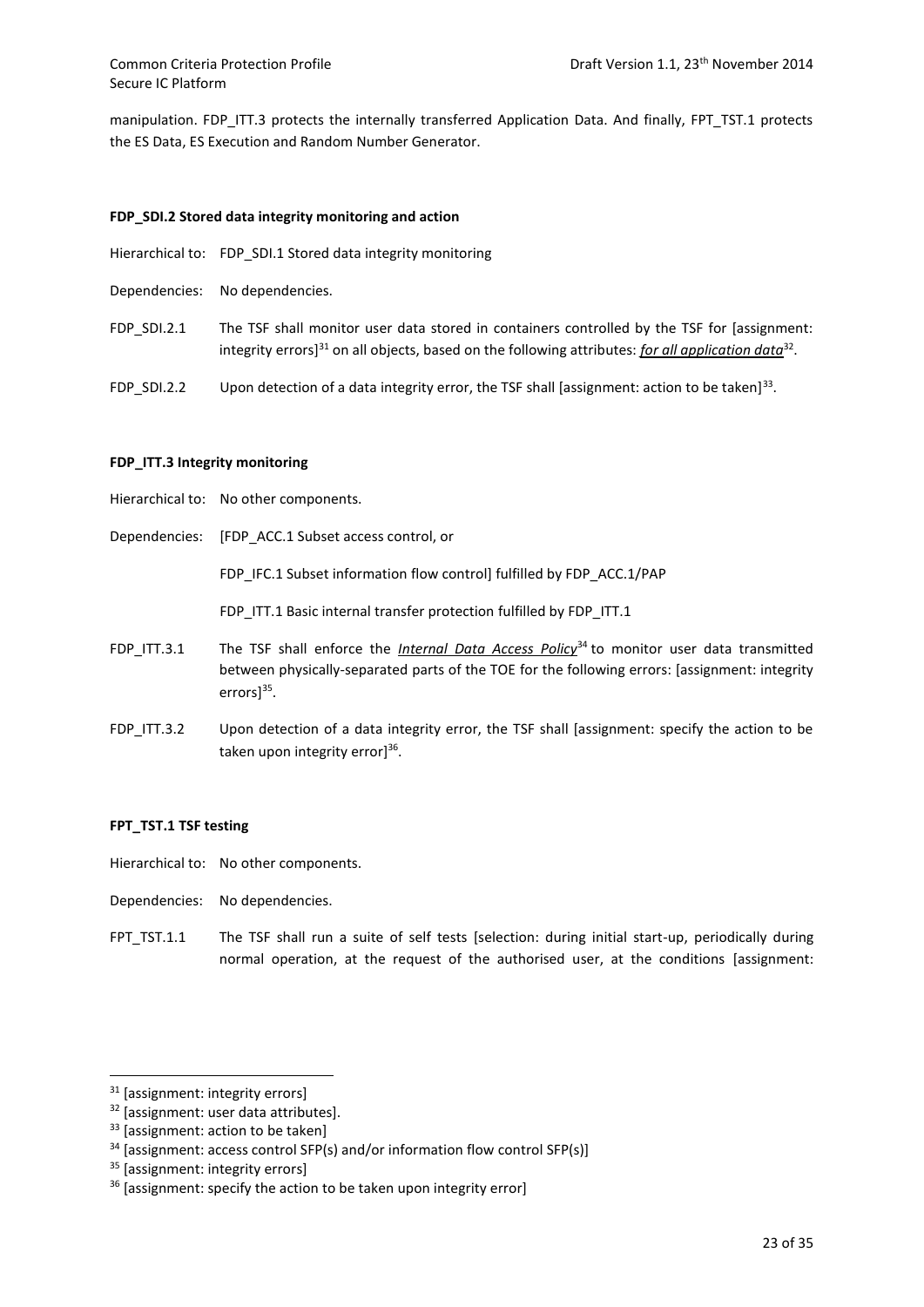manipulation. FDP_ITT.3 protects the internally transferred Application Data. And finally, FPT_TST.1 protects the ES Data, ES Execution and Random Number Generator.

**FDP_SDI.2 Stored data integrity monitoring and action**

Hierarchical to: FDP_SDI.1 Stored data integrity monitoring

Dependencies: No dependencies.

FDP_SDI.2.1 The TSF shall monitor user data stored in containers controlled by the TSF for [assignment: integrity errors][31] on all objects, based on the following attributes: ***for all application data***[32].

FDP_SDI.2.2 Upon detection of a data integrity error, the TSF shall [assignment: action to be taken][33].

**FDP_ITT.3 Integrity monitoring**

Hierarchical to: No other components.

Dependencies: [FDP_ACC.1 Subset access control, or

FDP_IFC.1 Subset information flow control] fulfilled by FDP_ACC.1/PAP

FDP_ITT.1 Basic internal transfer protection fulfilled by FDP_ITT.1

FDP_ITT.3.1 The TSF shall enforce the ***Internal Data Access Policy***[34] to monitor user data transmitted between physically-separated parts of the TOE for the following errors: [assignment: integrity errors][35].

FDP_ITT.3.2 Upon detection of a data integrity error, the TSF shall [assignment: specify the action to be taken upon integrity error][36].

**FPT_TST.1 TSF testing**

Hierarchical to: No other components.

Dependencies: No dependencies.

FPT_TST.1.1 The TSF shall run a suite of self tests [selection: during initial start-up, periodically during normal operation, at the request of the authorised user, at the conditions [assignment:

---

[31] [assignment: integrity errors]

[32] [assignment: user data attributes].

[33] [assignment: action to be taken]

[34] [assignment: access control SFP(s) and/or information flow control SFP(s)]

[35] [assignment: integrity errors]

[36] [assignment: specify the action to be taken upon integrity error]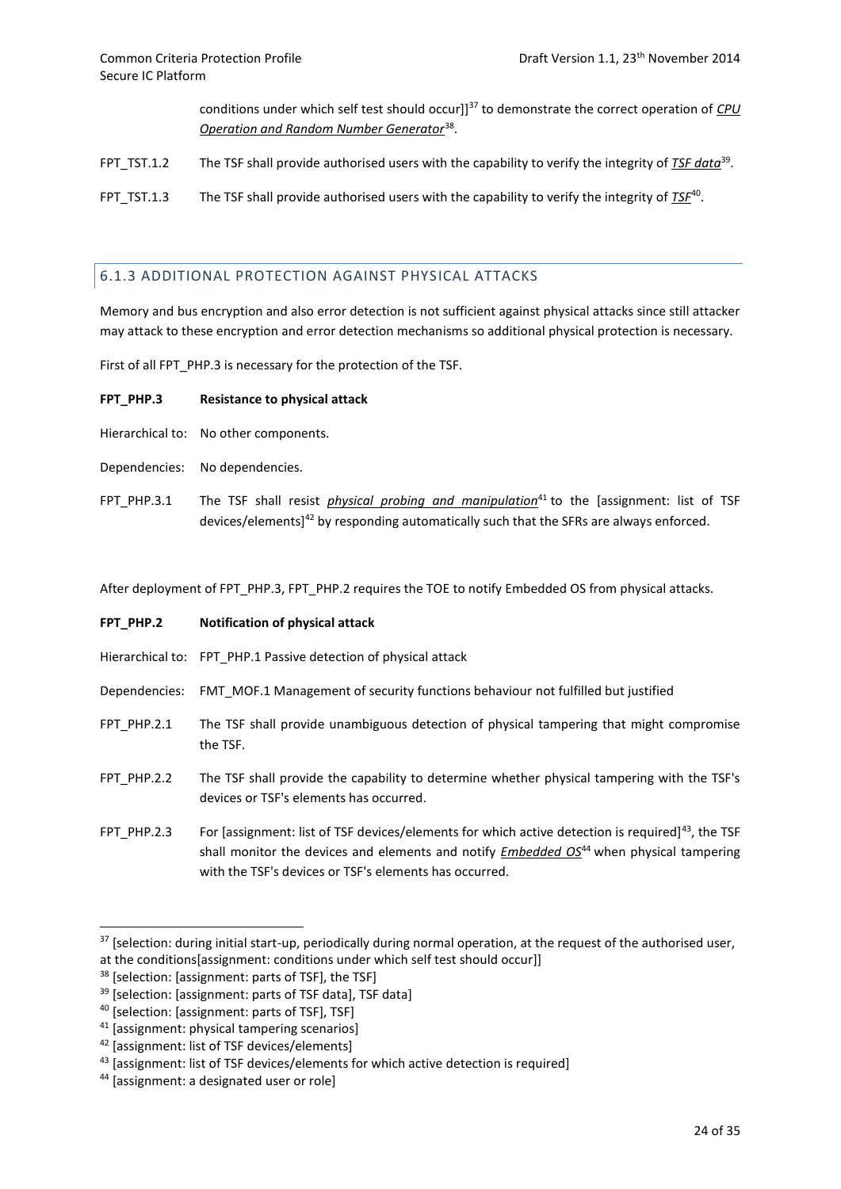conditions under which self test should occur]][37] to demonstrate the correct operation of ***CPU Operation and Random Number Generator***[38].

FPT_TST.1.2 The TSF shall provide authorised users with the capability to verify the integrity of ***TSF data***[39].

FPT_TST.1.3 The TSF shall provide authorised users with the capability to verify the integrity of ***TSF***[40].

### 6.1.3 ADDITIONAL PROTECTION AGAINST PHYSICAL ATTACKS

Memory and bus encryption and also error detection is not sufficient against physical attacks since still attacker may attack to these encryption and error detection mechanisms so additional physical protection is necessary.

First of all FPT_PHP.3 is necessary for the protection of the TSF.

**FPT_PHP.3 Resistance to physical attack**

Hierarchical to: No other components.

Dependencies: No dependencies.

FPT_PHP.3.1 The TSF shall resist ***physical probing and manipulation***[41] to the [assignment: list of TSF devices/elements][42] by responding automatically such that the SFRs are always enforced.

After deployment of FPT_PHP.3, FPT_PHP.2 requires the TOE to notify Embedded OS from physical attacks.

**FPT_PHP.2 Notification of physical attack**

Hierarchical to: FPT_PHP.1 Passive detection of physical attack

Dependencies: FMT_MOF.1 Management of security functions behaviour not fulfilled but justified

FPT_PHP.2.1 The TSF shall provide unambiguous detection of physical tampering that might compromise the TSF.

FPT_PHP.2.2 The TSF shall provide the capability to determine whether physical tampering with the TSF's devices or TSF's elements has occurred.

FPT_PHP.2.3 For [assignment: list of TSF devices/elements for which active detection is required][43], the TSF shall monitor the devices and elements and notify ***Embedded OS***[44] when physical tampering with the TSF's devices or TSF's elements has occurred.

---

[37] [selection: during initial start-up, periodically during normal operation, at the request of the authorised user, at the conditions[assignment: conditions under which self test should occur]]

[38] [selection: [assignment: parts of TSF], the TSF]

[39] [selection: [assignment: parts of TSF data], TSF data]

[40] [selection: [assignment: parts of TSF], TSF]

[41] [assignment: physical tampering scenarios]

[42] [assignment: list of TSF devices/elements]

[43] [assignment: list of TSF devices/elements for which active detection is required]

[44] [assignment: a designated user or role]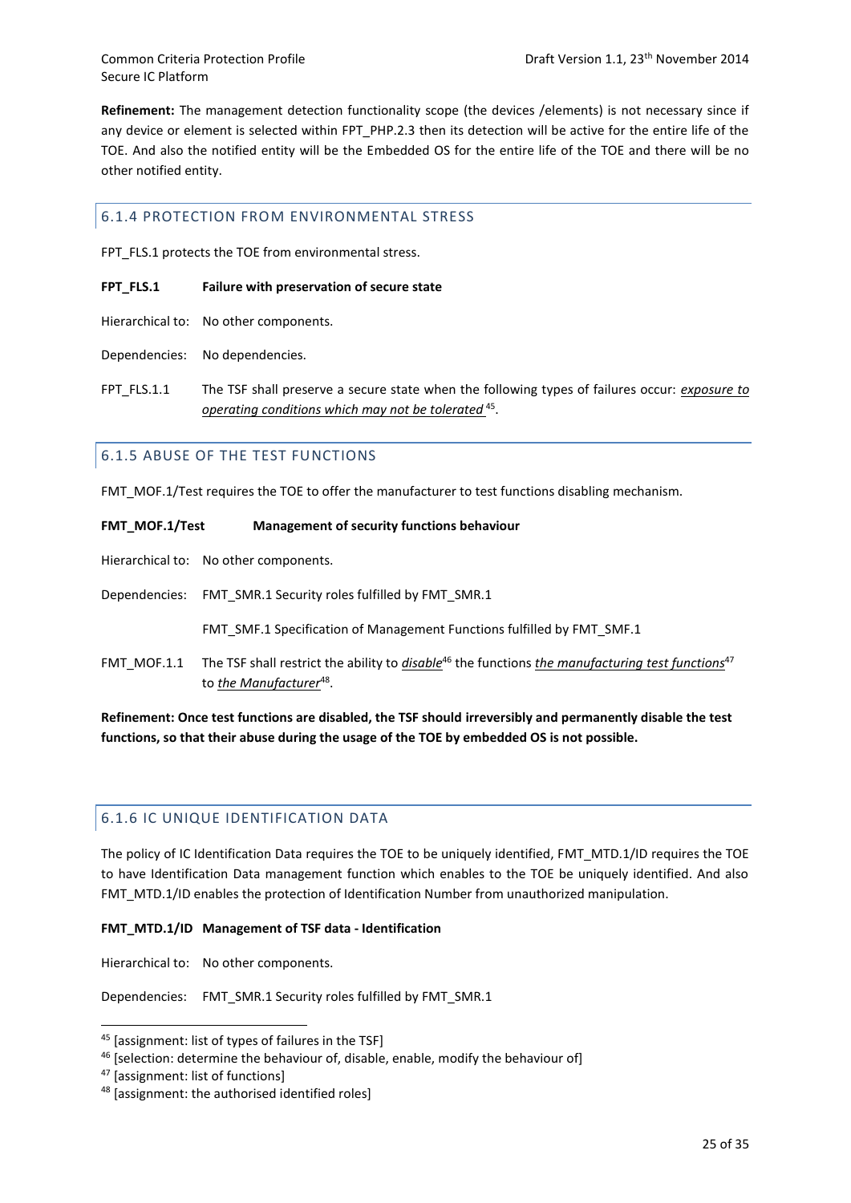**Refinement:** The management detection functionality scope (the devices /elements) is not necessary since if any device or element is selected within FPT_PHP.2.3 then its detection will be active for the entire life of the TOE. And also the notified entity will be the Embedded OS for the entire life of the TOE and there will be no other notified entity.

### 6.1.4 PROTECTION FROM ENVIRONMENTAL STRESS

FPT_FLS.1 protects the TOE from environmental stress.

**FPT_FLS.1 Failure with preservation of secure state**

Hierarchical to: No other components.

Dependencies: No dependencies.

FPT_FLS.1.1 The TSF shall preserve a secure state when the following types of failures occur: *exposure to operating conditions which may not be tolerated*[45].

### 6.1.5 ABUSE OF THE TEST FUNCTIONS

FMT_MOF.1/Test requires the TOE to offer the manufacturer to test functions disabling mechanism.

**FMT_MOF.1/Test Management of security functions behaviour**

Hierarchical to: No other components.

Dependencies: FMT_SMR.1 Security roles fulfilled by FMT_SMR.1

FMT_SMF.1 Specification of Management Functions fulfilled by FMT_SMF.1

FMT_MOF.1.1 The TSF shall restrict the ability to *disable*[46] the functions *the manufacturing test functions*[47] to *the Manufacturer*[48].

**Refinement: Once test functions are disabled, the TSF should irreversibly and permanently disable the test functions, so that their abuse during the usage of the TOE by embedded OS is not possible.**

### 6.1.6 IC UNIQUE IDENTIFICATION DATA

The policy of IC Identification Data requires the TOE to be uniquely identified, FMT_MTD.1/ID requires the TOE to have Identification Data management function which enables to the TOE be uniquely identified. And also FMT_MTD.1/ID enables the protection of Identification Number from unauthorized manipulation.

**FMT_MTD.1/ID Management of TSF data - Identification**

Hierarchical to: No other components.

Dependencies: FMT_SMR.1 Security roles fulfilled by FMT_SMR.1

---

[45] [assignment: list of types of failures in the TSF]

[46] [selection: determine the behaviour of, disable, enable, modify the behaviour of]

[47] [assignment: list of functions]

[48] [assignment: the authorised identified roles]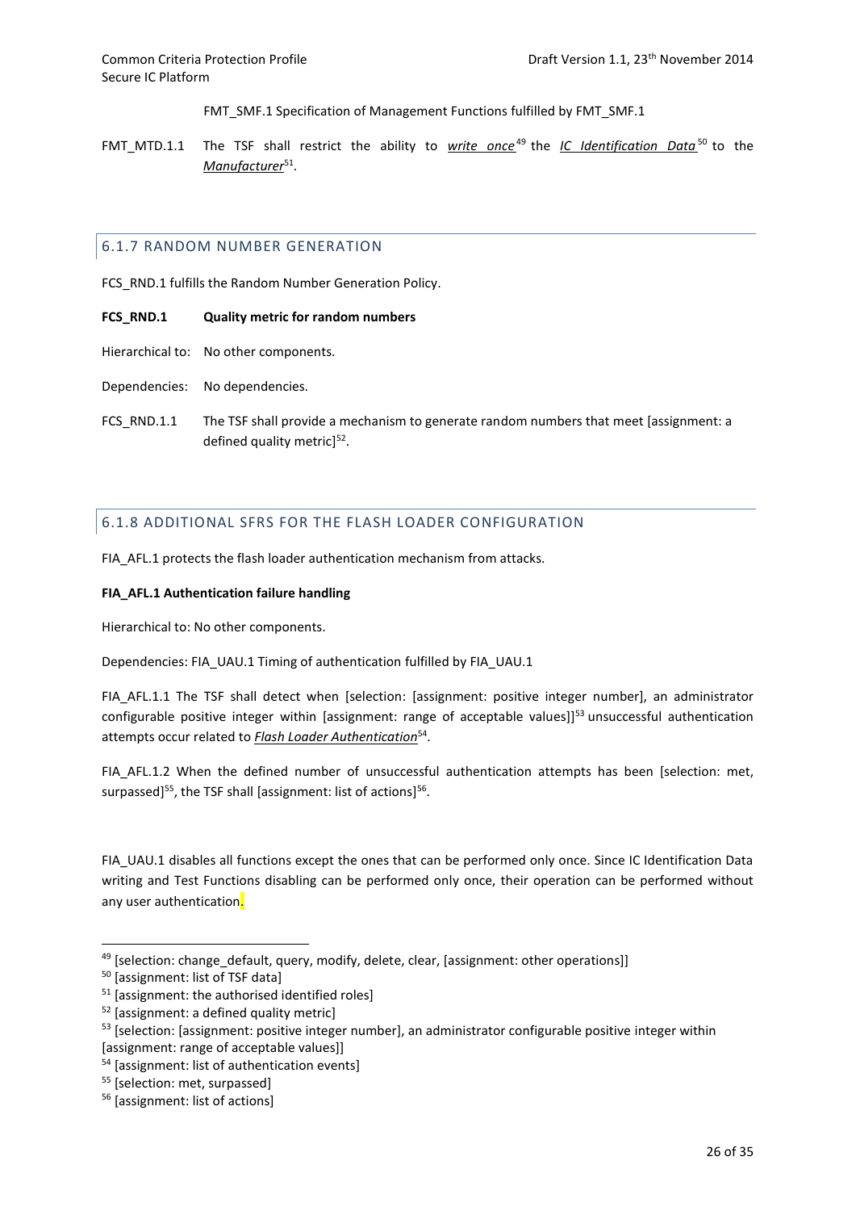FMT_SMF.1 Specification of Management Functions fulfilled by FMT_SMF.1

FMT_MTD.1.1 The TSF shall restrict the ability to ***write once***[49] the ***IC Identification Data***[50] to the ***Manufacturer***[51].

### 6.1.7 RANDOM NUMBER GENERATION

FCS_RND.1 fulfills the Random Number Generation Policy.

**FCS_RND.1 Quality metric for random numbers**

Hierarchical to: No other components.

Dependencies: No dependencies.

FCS_RND.1.1 The TSF shall provide a mechanism to generate random numbers that meet [assignment: a defined quality metric][52].

### 6.1.8 ADDITIONAL SFRS FOR THE FLASH LOADER CONFIGURATION

FIA_AFL.1 protects the flash loader authentication mechanism from attacks.

**FIA_AFL.1 Authentication failure handling**

Hierarchical to: No other components.

Dependencies: FIA_UAU.1 Timing of authentication fulfilled by FIA_UAU.1

FIA_AFL.1.1 The TSF shall detect when [selection: [assignment: positive integer number], an administrator configurable positive integer within [assignment: range of acceptable values]][53] unsuccessful authentication attempts occur related to ***Flash Loader Authentication***[54].

FIA_AFL.1.2 When the defined number of unsuccessful authentication attempts has been [selection: met, surpassed][55], the TSF shall [assignment: list of actions][56].

FIA_UAU.1 disables all functions except the ones that can be performed only once. Since IC Identification Data writing and Test Functions disabling can be performed only once, their operation can be performed without any user authentication.

---

[49] [selection: change_default, query, modify, delete, clear, [assignment: other operations]]

[50] [assignment: list of TSF data]

[51] [assignment: the authorised identified roles]

[52] [assignment: a defined quality metric]

[53] [selection: [assignment: positive integer number], an administrator configurable positive integer within [assignment: range of acceptable values]]

[54] [assignment: list of authentication events]

[55] [selection: met, surpassed]

[56] [assignment: list of actions]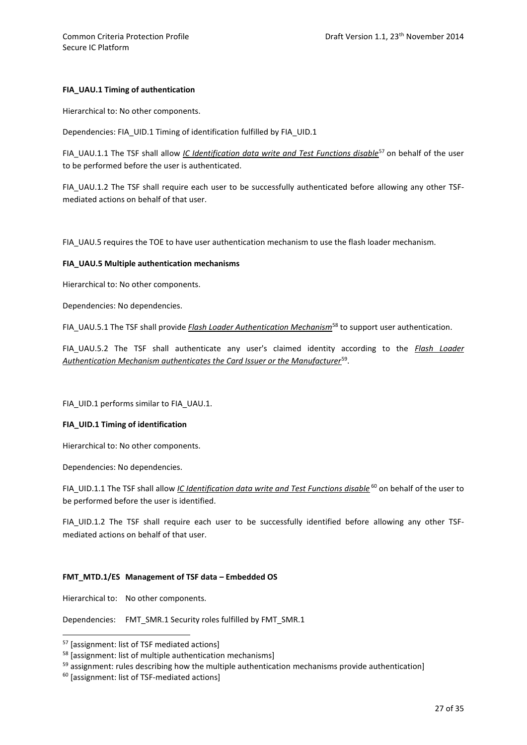**FIA_UAU.1 Timing of authentication**

Hierarchical to: No other components.

Dependencies: FIA_UID.1 Timing of identification fulfilled by FIA_UID.1

FIA_UAU.1.1 The TSF shall allow *IC Identification data write and Test Functions disable*[57] on behalf of the user to be performed before the user is authenticated.

FIA_UAU.1.2 The TSF shall require each user to be successfully authenticated before allowing any other TSF-mediated actions on behalf of that user.

FIA_UAU.5 requires the TOE to have user authentication mechanism to use the flash loader mechanism.

**FIA_UAU.5 Multiple authentication mechanisms**

Hierarchical to: No other components.

Dependencies: No dependencies.

FIA_UAU.5.1 The TSF shall provide ***Flash Loader Authentication Mechanism***[58] to support user authentication.

FIA_UAU.5.2 The TSF shall authenticate any user's claimed identity according to the ***Flash Loader Authentication Mechanism authenticates the Card Issuer or the Manufacturer***[59].

FIA_UID.1 performs similar to FIA_UAU.1.

**FIA_UID.1 Timing of identification**

Hierarchical to: No other components.

Dependencies: No dependencies.

FIA_UID.1.1 The TSF shall allow *IC Identification data write and Test Functions disable* [60] on behalf of the user to be performed before the user is identified.

FIA_UID.1.2 The TSF shall require each user to be successfully identified before allowing any other TSF-mediated actions on behalf of that user.

**FMT_MTD.1/ES Management of TSF data – Embedded OS**

Hierarchical to: No other components.

Dependencies: FMT_SMR.1 Security roles fulfilled by FMT_SMR.1

[57] [assignment: list of TSF mediated actions]

[58] [assignment: list of multiple authentication mechanisms]

[59] assignment: rules describing how the multiple authentication mechanisms provide authentication]

[60] [assignment: list of TSF-mediated actions]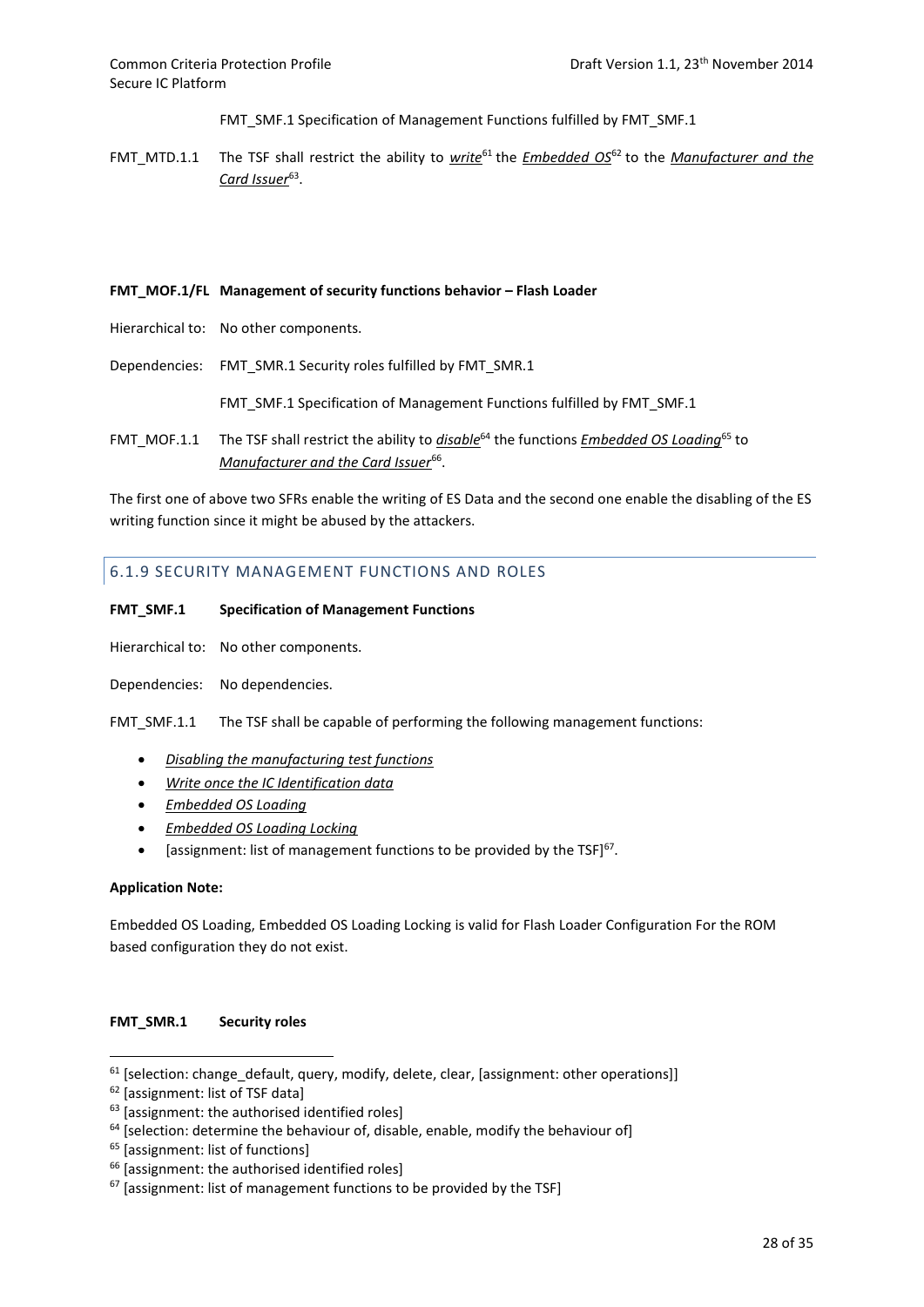FMT_SMF.1 Specification of Management Functions fulfilled by FMT_SMF.1

FMT_MTD.1.1 The TSF shall restrict the ability to *write*[61] the *Embedded OS*[62] to the *Manufacturer and the Card Issuer*[63].

**FMT_MOF.1/FL Management of security functions behavior – Flash Loader**

Hierarchical to: No other components.

Dependencies: FMT_SMR.1 Security roles fulfilled by FMT_SMR.1

FMT_SMF.1 Specification of Management Functions fulfilled by FMT_SMF.1

FMT_MOF.1.1 The TSF shall restrict the ability to *disable*[64] the functions *Embedded OS Loading*[65] to *Manufacturer and the Card Issuer*[66].

The first one of above two SFRs enable the writing of ES Data and the second one enable the disabling of the ES writing function since it might be abused by the attackers.

### 6.1.9 SECURITY MANAGEMENT FUNCTIONS AND ROLES

**FMT_SMF.1 Specification of Management Functions**

Hierarchical to: No other components.

Dependencies: No dependencies.

FMT_SMF.1.1 The TSF shall be capable of performing the following management functions:

- *Disabling the manufacturing test functions*
- *Write once the IC Identification data*
- *Embedded OS Loading*
- *Embedded OS Loading Locking*
- [assignment: list of management functions to be provided by the TSF][67].

**Application Note:**

Embedded OS Loading, Embedded OS Loading Locking is valid for Flash Loader Configuration For the ROM based configuration they do not exist.

**FMT_SMR.1 Security roles**

---

[61] [selection: change_default, query, modify, delete, clear, [assignment: other operations]]

[62] [assignment: list of TSF data]

[63] [assignment: the authorised identified roles]

[64] [selection: determine the behaviour of, disable, enable, modify the behaviour of]

[65] [assignment: list of functions]

[66] [assignment: the authorised identified roles]

[67] [assignment: list of management functions to be provided by the TSF]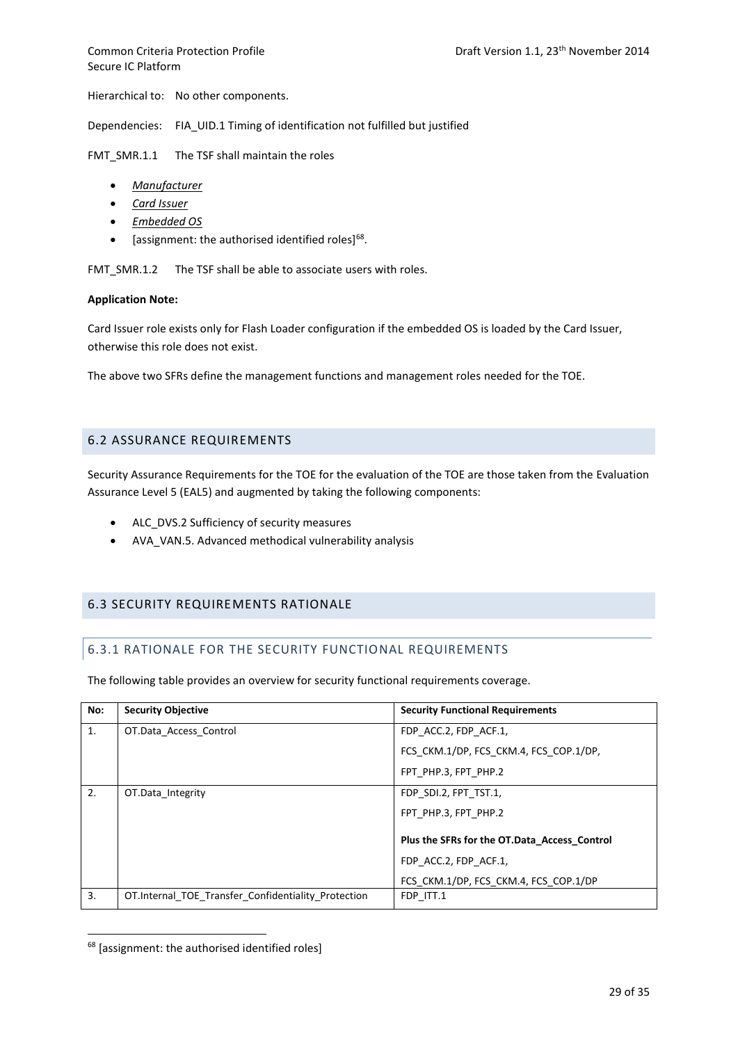Hierarchical to: No other components.

Dependencies: FIA_UID.1 Timing of identification not fulfilled but justified

FMT_SMR.1.1 The TSF shall maintain the roles

- *Manufacturer*
- *Card Issuer*
- *Embedded OS*
- [assignment: the authorised identified roles][68].

FMT_SMR.1.2 The TSF shall be able to associate users with roles.

**Application Note:**

Card Issuer role exists only for Flash Loader configuration if the embedded OS is loaded by the Card Issuer, otherwise this role does not exist.

The above two SFRs define the management functions and management roles needed for the TOE.

## 6.2 ASSURANCE REQUIREMENTS

Security Assurance Requirements for the TOE for the evaluation of the TOE are those taken from the Evaluation Assurance Level 5 (EAL5) and augmented by taking the following components:

- ALC_DVS.2 Sufficiency of security measures
- AVA_VAN.5. Advanced methodical vulnerability analysis

## 6.3 SECURITY REQUIREMENTS RATIONALE

### 6.3.1 RATIONALE FOR THE SECURITY FUNCTIONAL REQUIREMENTS

The following table provides an overview for security functional requirements coverage.

| No: | Security Objective | Security Functional Requirements |
|---|---|---|
| 1. | OT.Data_Access_Control | FDP_ACC.2, FDP_ACF.1, FCS_CKM.1/DP, FCS_CKM.4, FCS_COP.1/DP, FPT_PHP.3, FPT_PHP.2 |
| 2. | OT.Data_Integrity | FDP_SDI.2, FPT_TST.1, FPT_PHP.3, FPT_PHP.2 **Plus the SFRs for the OT.Data_Access_Control** FDP_ACC.2, FDP_ACF.1, FCS_CKM.1/DP, FCS_CKM.4, FCS_COP.1/DP |
| 3. | OT.Internal_TOE_Transfer_Confidentiality_Protection | FDP_ITT.1 |

[68] [assignment: the authorised identified roles]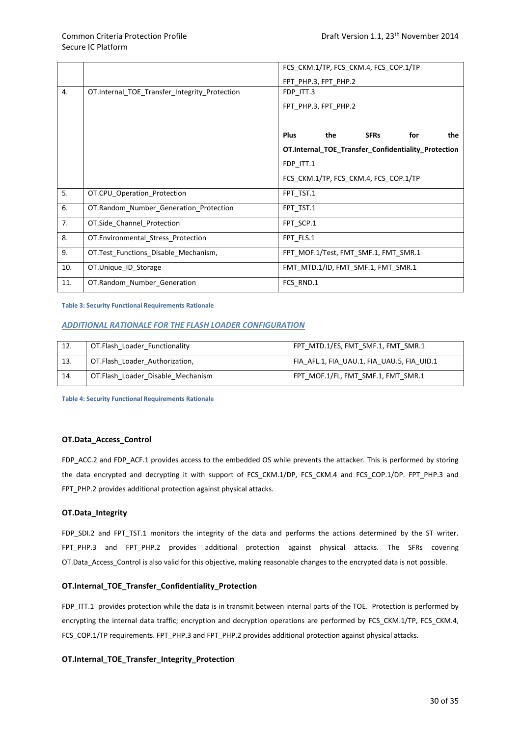|  |  | FCS_CKM.1/TP, FCS_CKM.4, FCS_COP.1/TP<br>FPT_PHP.3, FPT_PHP.2 |
|---|---|---|
| 4. | OT.Internal_TOE_Transfer_Integrity_Protection | FDP_ITT.3<br>FPT_PHP.3, FPT_PHP.2<br><br>**Plus the SFRs for the OT.Internal_TOE_Transfer_Confidentiality_Protection**<br>FDP_ITT.1<br>FCS_CKM.1/TP, FCS_CKM.4, FCS_COP.1/TP |
| 5. | OT.CPU_Operation_Protection | FPT_TST.1 |
| 6. | OT.Random_Number_Generation_Protection | FPT_TST.1 |
| 7. | OT.Side_Channel_Protection | FPT_SCP.1 |
| 8. | OT.Environmental_Stress_Protection | FPT_FLS.1 |
| 9. | OT.Test_Functions_Disable_Mechanism, | FPT_MOF.1/Test, FMT_SMF.1, FMT_SMR.1 |
| 10. | OT.Unique_ID_Storage | FMT_MTD.1/ID, FMT_SMF.1, FMT_SMR.1 |
| 11. | OT.Random_Number_Generation | FCS_RND.1 |

**Table 3: Security Functional Requirements Rationale**

***ADDITIONAL RATIONALE FOR THE FLASH LOADER CONFIGURATION***

| 12. | OT.Flash_Loader_Functionality | FPT_MTD.1/ES, FMT_SMF.1, FMT_SMR.1 |
|---|---|---|
| 13. | OT.Flash_Loader_Authorization, | FIA_AFL.1, FIA_UAU.1, FIA_UAU.5, FIA_UID.1 |
| 14. | OT.Flash_Loader_Disable_Mechanism | FPT_MOF.1/FL, FMT_SMF.1, FMT_SMR.1 |

**Table 4: Security Functional Requirements Rationale**

#### OT.Data_Access_Control

FDP_ACC.2 and FDP_ACF.1 provides access to the embedded OS while prevents the attacker. This is performed by storing the data encrypted and decrypting it with support of FCS_CKM.1/DP, FCS_CKM.4 and FCS_COP.1/DP. FPT_PHP.3 and FPT_PHP.2 provides additional protection against physical attacks.

#### OT.Data_Integrity

FDP_SDI.2 and FPT_TST.1 monitors the integrity of the data and performs the actions determined by the ST writer. FPT_PHP.3 and FPT_PHP.2 provides additional protection against physical attacks. The SFRs covering OT.Data_Access_Control is also valid for this objective, making reasonable changes to the encrypted data is not possible.

#### OT.Internal_TOE_Transfer_Confidentiality_Protection

FDP_ITT.1 provides protection while the data is in transmit between internal parts of the TOE. Protection is performed by encrypting the internal data traffic; encryption and decryption operations are performed by FCS_CKM.1/TP, FCS_CKM.4, FCS_COP.1/TP requirements. FPT_PHP.3 and FPT_PHP.2 provides additional protection against physical attacks.

#### OT.Internal_TOE_Transfer_Integrity_Protection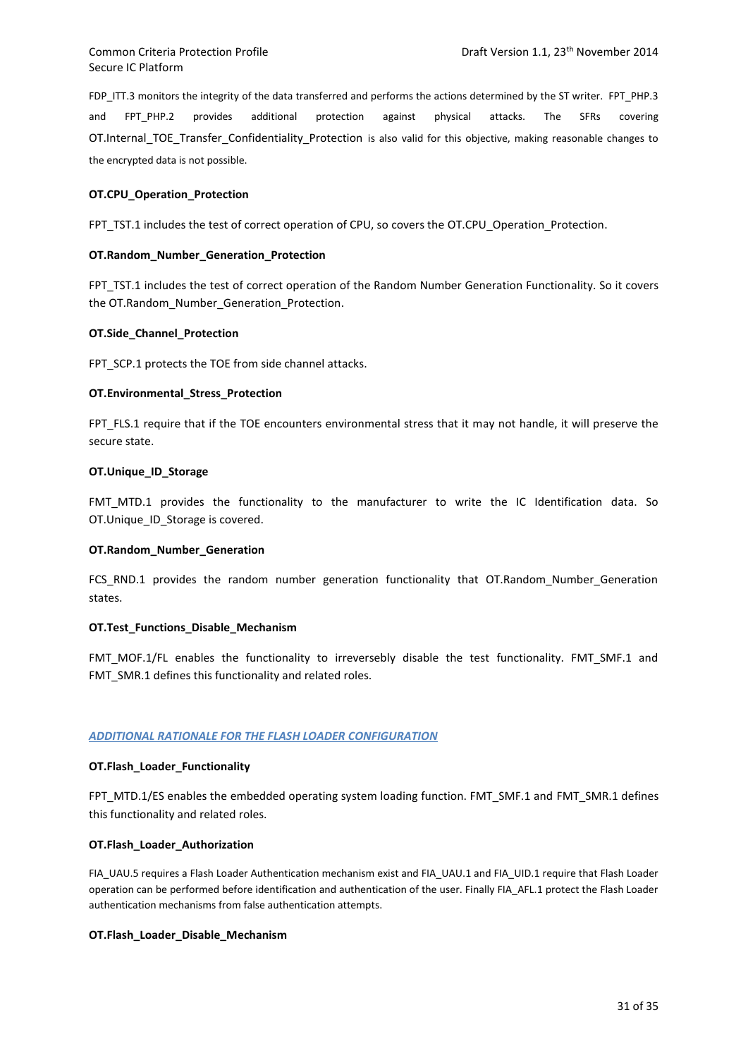FDP_ITT.3 monitors the integrity of the data transferred and performs the actions determined by the ST writer. FPT_PHP.3 and FPT_PHP.2 provides additional protection against physical attacks. The SFRs covering OT.Internal_TOE_Transfer_Confidentiality_Protection is also valid for this objective, making reasonable changes to the encrypted data is not possible.

**OT.CPU_Operation_Protection**

FPT_TST.1 includes the test of correct operation of CPU, so covers the OT.CPU_Operation_Protection.

**OT.Random_Number_Generation_Protection**

FPT_TST.1 includes the test of correct operation of the Random Number Generation Functionality. So it covers the OT.Random_Number_Generation_Protection.

**OT.Side_Channel_Protection**

FPT_SCP.1 protects the TOE from side channel attacks.

**OT.Environmental_Stress_Protection**

FPT_FLS.1 require that if the TOE encounters environmental stress that it may not handle, it will preserve the secure state.

**OT.Unique_ID_Storage**

FMT_MTD.1 provides the functionality to the manufacturer to write the IC Identification data. So OT.Unique_ID_Storage is covered.

**OT.Random_Number_Generation**

FCS_RND.1 provides the random number generation functionality that OT.Random_Number_Generation states.

**OT.Test_Functions_Disable_Mechanism**

FMT_MOF.1/FL enables the functionality to irreversebly disable the test functionality. FMT_SMF.1 and FMT_SMR.1 defines this functionality and related roles.

### *ADDITIONAL RATIONALE FOR THE FLASH LOADER CONFIGURATION*

**OT.Flash_Loader_Functionality**

FPT_MTD.1/ES enables the embedded operating system loading function. FMT_SMF.1 and FMT_SMR.1 defines this functionality and related roles.

**OT.Flash_Loader_Authorization**

FIA_UAU.5 requires a Flash Loader Authentication mechanism exist and FIA_UAU.1 and FIA_UID.1 require that Flash Loader operation can be performed before identification and authentication of the user. Finally FIA_AFL.1 protect the Flash Loader authentication mechanisms from false authentication attempts.

**OT.Flash_Loader_Disable_Mechanism**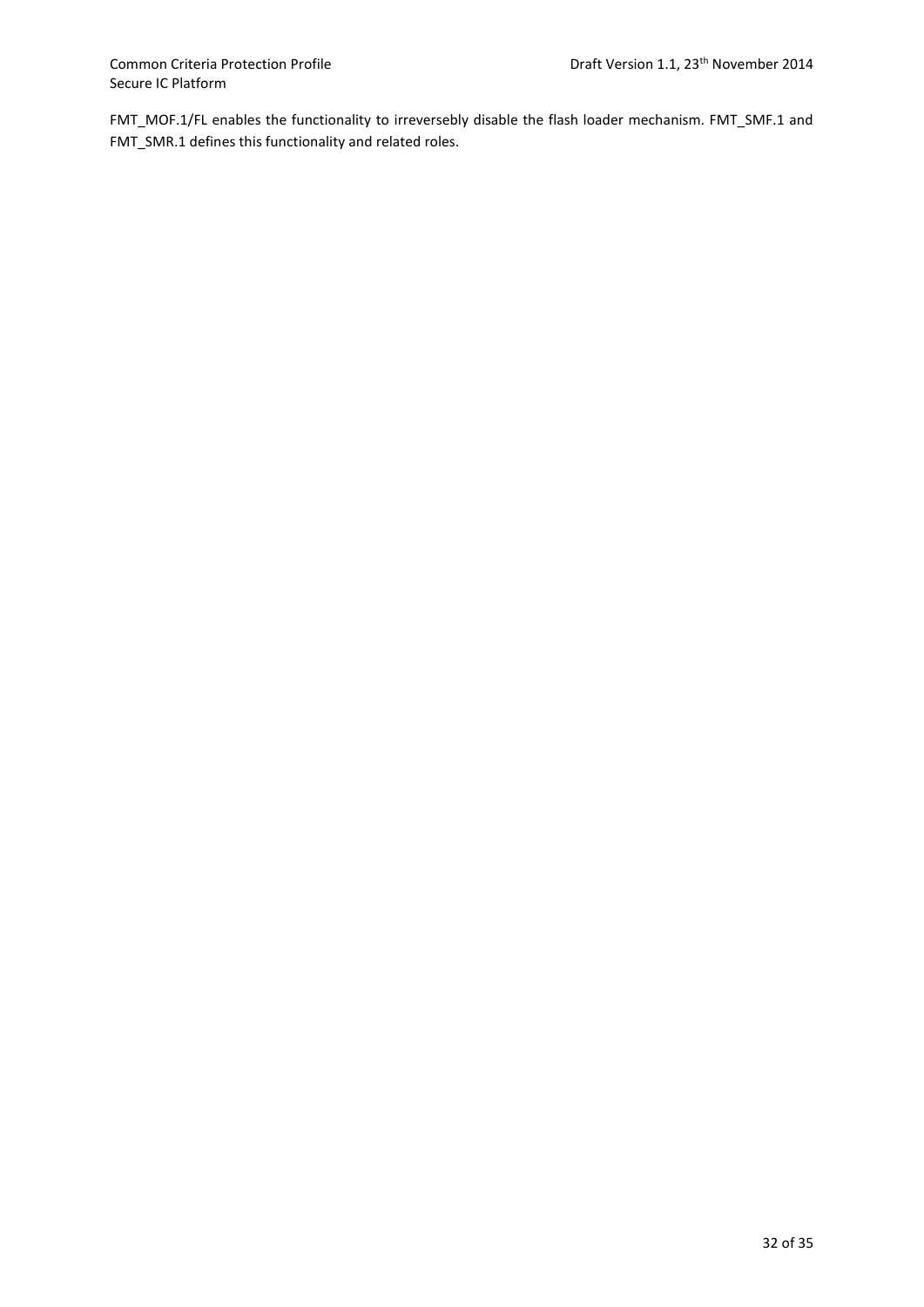FMT_MOF.1/FL enables the functionality to irreversebly disable the flash loader mechanism. FMT_SMF.1 and FMT_SMR.1 defines this functionality and related roles.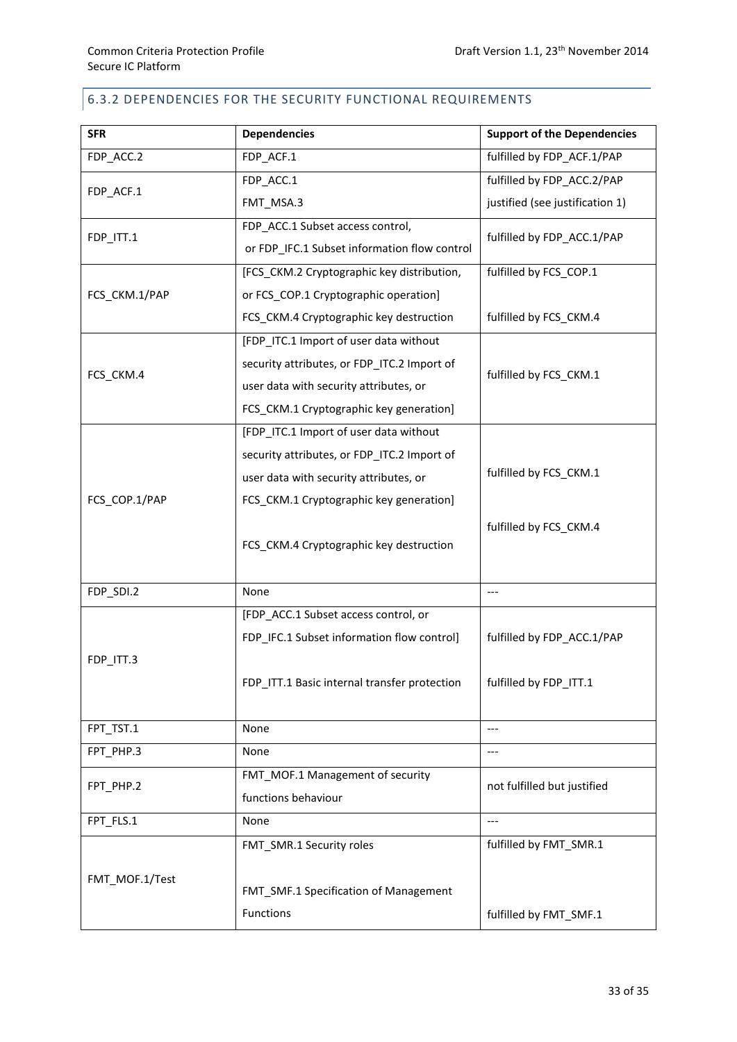### 6.3.2 DEPENDENCIES FOR THE SECURITY FUNCTIONAL REQUIREMENTS

| SFR | Dependencies | Support of the Dependencies |
|---|---|---|
| FDP_ACC.2 | FDP_ACF.1 | fulfilled by FDP_ACF.1/PAP |
| FDP_ACF.1 | FDP_ACC.1<br>FMT_MSA.3 | fulfilled by FDP_ACC.2/PAP<br>justified (see justification 1) |
| FDP_ITT.1 | FDP_ACC.1 Subset access control,<br>or FDP_IFC.1 Subset information flow control | fulfilled by FDP_ACC.1/PAP |
| FCS_CKM.1/PAP | [FCS_CKM.2 Cryptographic key distribution, or FCS_COP.1 Cryptographic operation]<br>FCS_CKM.4 Cryptographic key destruction | fulfilled by FCS_COP.1<br>fulfilled by FCS_CKM.4 |
| FCS_CKM.4 | [FDP_ITC.1 Import of user data without security attributes, or FDP_ITC.2 Import of user data with security attributes, or FCS_CKM.1 Cryptographic key generation] | fulfilled by FCS_CKM.1 |
| FCS_COP.1/PAP | [FDP_ITC.1 Import of user data without security attributes, or FDP_ITC.2 Import of user data with security attributes, or FCS_CKM.1 Cryptographic key generation]<br>FCS_CKM.4 Cryptographic key destruction | fulfilled by FCS_CKM.1<br>fulfilled by FCS_CKM.4 |
| FDP_SDI.2 | None | --- |
| FDP_ITT.3 | [FDP_ACC.1 Subset access control, or FDP_IFC.1 Subset information flow control]<br>FDP_ITT.1 Basic internal transfer protection | fulfilled by FDP_ACC.1/PAP<br>fulfilled by FDP_ITT.1 |
| FPT_TST.1 | None | --- |
| FPT_PHP.3 | None | --- |
| FPT_PHP.2 | FMT_MOF.1 Management of security functions behaviour | not fulfilled but justified |
| FPT_FLS.1 | None | --- |
| FMT_MOF.1/Test | FMT_SMR.1 Security roles<br>FMT_SMF.1 Specification of Management Functions | fulfilled by FMT_SMR.1<br>fulfilled by FMT_SMF.1 |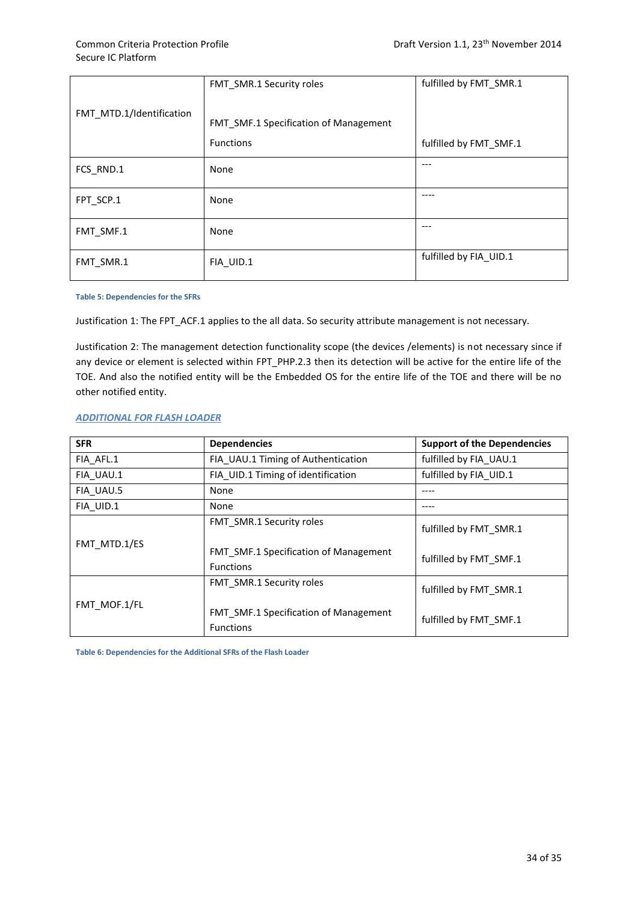| | | |
|---|---|---|
| FMT_MTD.1/Identification | FMT_SMR.1 Security roles<br><br>FMT_SMF.1 Specification of Management Functions | fulfilled by FMT_SMR.1<br><br>fulfilled by FMT_SMF.1 |
| FCS_RND.1 | None | --- |
| FPT_SCP.1 | None | ---- |
| FMT_SMF.1 | None | --- |
| FMT_SMR.1 | FIA_UID.1 | fulfilled by FIA_UID.1 |

Table 5: Dependencies for the SFRs

Justification 1: The FPT_ACF.1 applies to the all data. So security attribute management is not necessary.

Justification 2: The management detection functionality scope (the devices /elements) is not necessary since if any device or element is selected within FPT_PHP.2.3 then its detection will be active for the entire life of the TOE. And also the notified entity will be the Embedded OS for the entire life of the TOE and there will be no other notified entity.

***ADDITIONAL FOR FLASH LOADER***

| SFR | Dependencies | Support of the Dependencies |
|---|---|---|
| FIA_AFL.1 | FIA_UAU.1 Timing of Authentication | fulfilled by FIA_UAU.1 |
| FIA_UAU.1 | FIA_UID.1 Timing of identification | fulfilled by FIA_UID.1 |
| FIA_UAU.5 | None | ---- |
| FIA_UID.1 | None | ---- |
| FMT_MTD.1/ES | FMT_SMR.1 Security roles<br><br>FMT_SMF.1 Specification of Management Functions | fulfilled by FMT_SMR.1<br><br>fulfilled by FMT_SMF.1 |
| FMT_MOF.1/FL | FMT_SMR.1 Security roles<br><br>FMT_SMF.1 Specification of Management Functions | fulfilled by FMT_SMR.1<br><br>fulfilled by FMT_SMF.1 |

Table 6: Dependencies for the Additional SFRs of the Flash Loader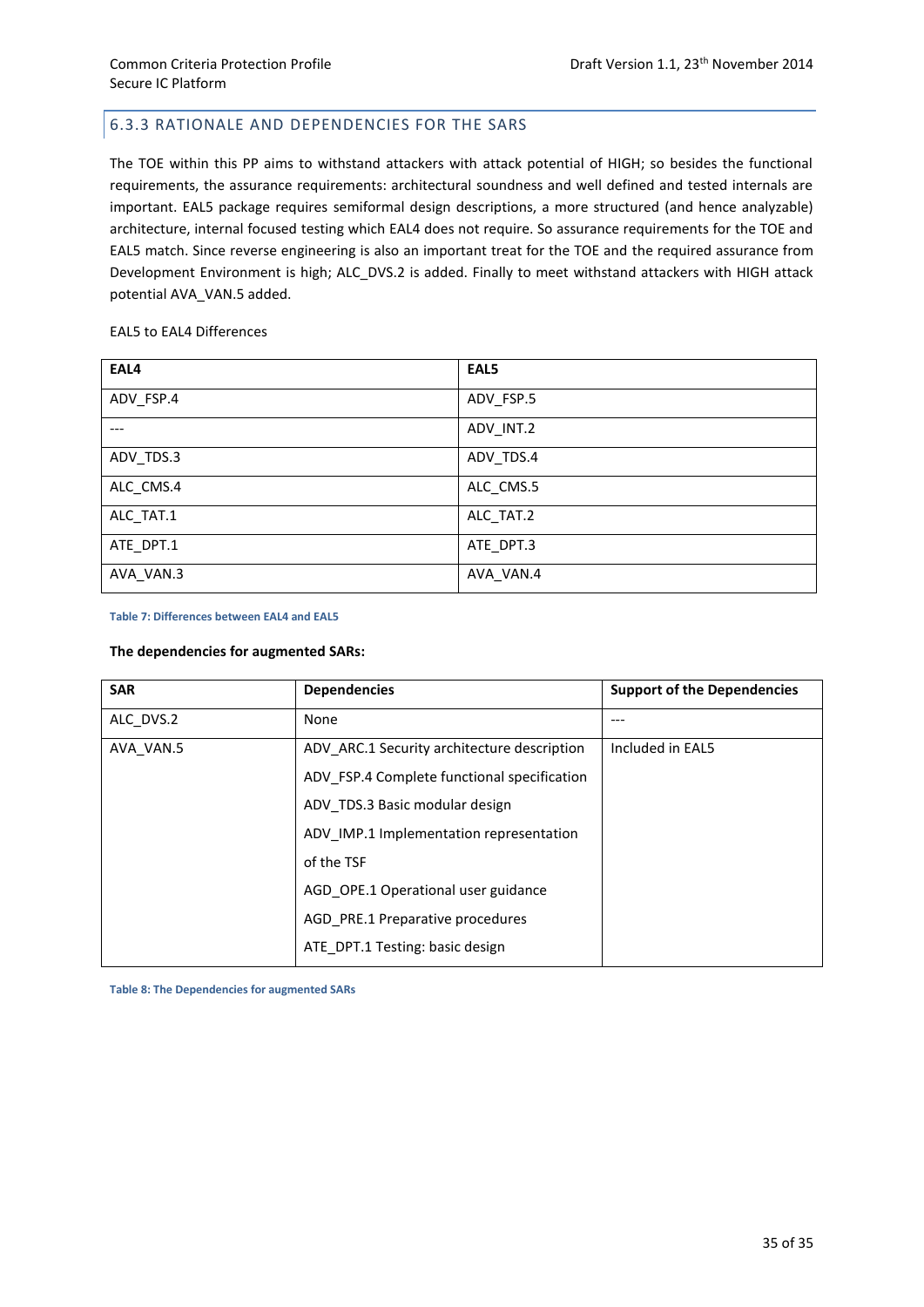### 6.3.3 RATIONALE AND DEPENDENCIES FOR THE SARS

The TOE within this PP aims to withstand attackers with attack potential of HIGH; so besides the functional requirements, the assurance requirements: architectural soundness and well defined and tested internals are important. EAL5 package requires semiformal design descriptions, a more structured (and hence analyzable) architecture, internal focused testing which EAL4 does not require. So assurance requirements for the TOE and EAL5 match. Since reverse engineering is also an important treat for the TOE and the required assurance from Development Environment is high; ALC_DVS.2 is added. Finally to meet withstand attackers with HIGH attack potential AVA_VAN.5 added.

EAL5 to EAL4 Differences

| EAL4 | EAL5 |
|---|---|
| ADV_FSP.4 | ADV_FSP.5 |
| --- | ADV_INT.2 |
| ADV_TDS.3 | ADV_TDS.4 |
| ALC_CMS.4 | ALC_CMS.5 |
| ALC_TAT.1 | ALC_TAT.2 |
| ATE_DPT.1 | ATE_DPT.3 |
| AVA_VAN.3 | AVA_VAN.4 |

Table 7: Differences between EAL4 and EAL5

**The dependencies for augmented SARs:**

| SAR | Dependencies | Support of the Dependencies |
|---|---|---|
| ALC_DVS.2 | None | --- |
| AVA_VAN.5 | ADV_ARC.1 Security architecture description<br>ADV_FSP.4 Complete functional specification<br>ADV_TDS.3 Basic modular design<br>ADV_IMP.1 Implementation representation of the TSF<br>AGD_OPE.1 Operational user guidance<br>AGD_PRE.1 Preparative procedures<br>ATE_DPT.1 Testing: basic design | Included in EAL5 |

Table 8: The Dependencies for augmented SARs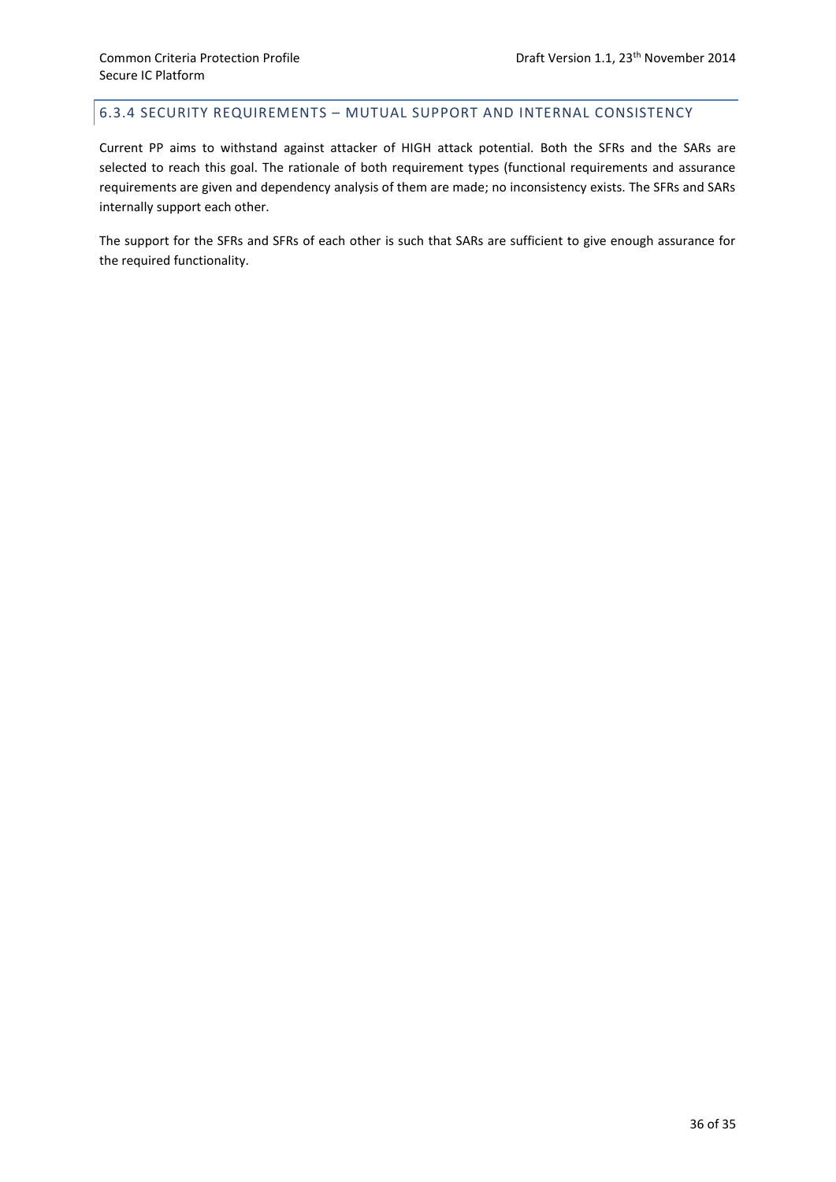### 6.3.4 SECURITY REQUIREMENTS – MUTUAL SUPPORT AND INTERNAL CONSISTENCY

Current PP aims to withstand against attacker of HIGH attack potential. Both the SFRs and the SARs are selected to reach this goal. The rationale of both requirement types (functional requirements and assurance requirements are given and dependency analysis of them are made; no inconsistency exists. The SFRs and SARs internally support each other.

The support for the SFRs and SFRs of each other is such that SARs are sufficient to give enough assurance for the required functionality.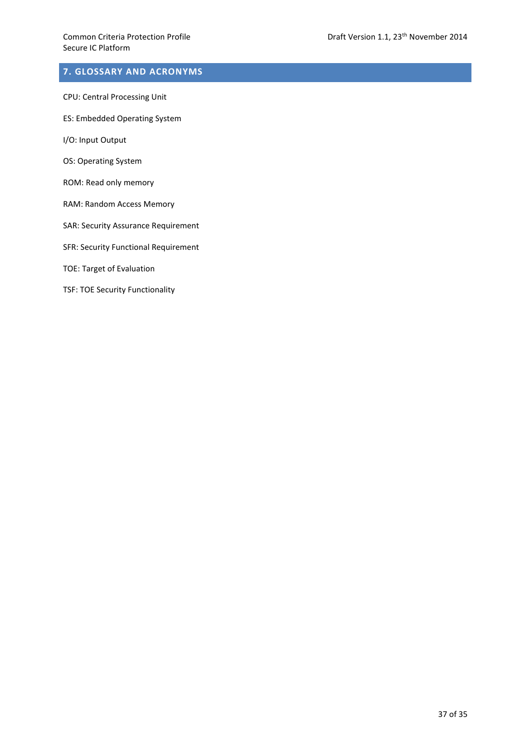## 7. GLOSSARY AND ACRONYMS

CPU: Central Processing Unit

ES: Embedded Operating System

I/O: Input Output

OS: Operating System

ROM: Read only memory

RAM: Random Access Memory

SAR: Security Assurance Requirement

SFR: Security Functional Requirement

TOE: Target of Evaluation

TSF: TOE Security Functionality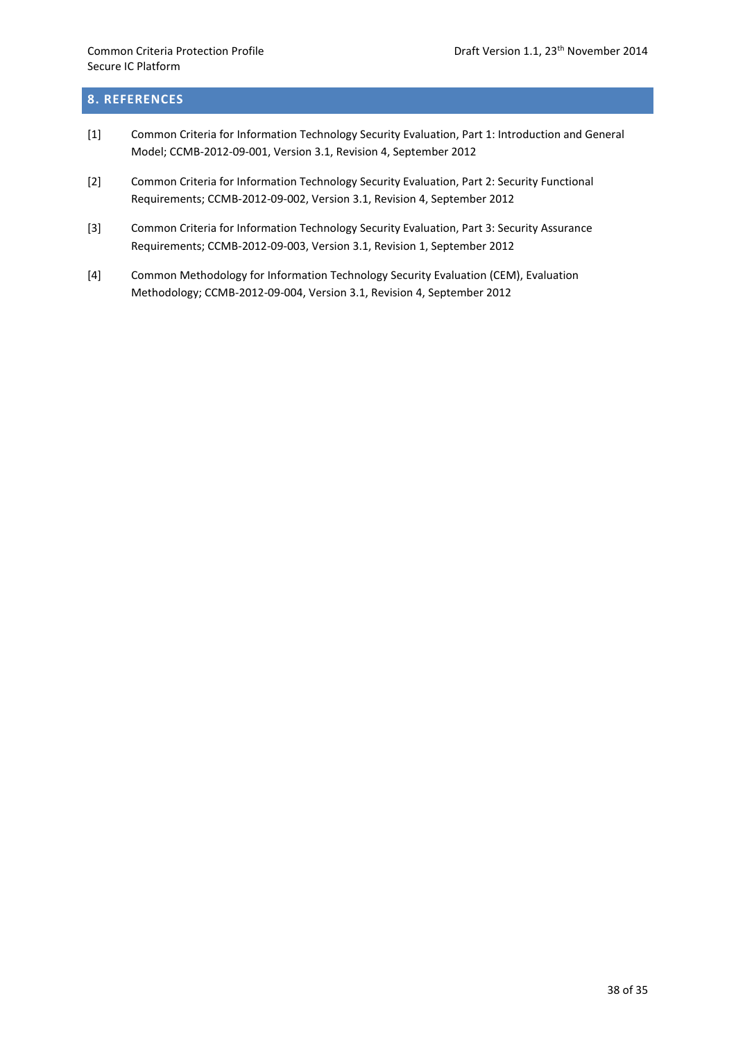## 8. REFERENCES

[1] Common Criteria for Information Technology Security Evaluation, Part 1: Introduction and General Model; CCMB-2012-09-001, Version 3.1, Revision 4, September 2012

[2] Common Criteria for Information Technology Security Evaluation, Part 2: Security Functional Requirements; CCMB-2012-09-002, Version 3.1, Revision 4, September 2012

[3] Common Criteria for Information Technology Security Evaluation, Part 3: Security Assurance Requirements; CCMB-2012-09-003, Version 3.1, Revision 1, September 2012

[4] Common Methodology for Information Technology Security Evaluation (CEM), Evaluation Methodology; CCMB-2012-09-004, Version 3.1, Revision 4, September 2012